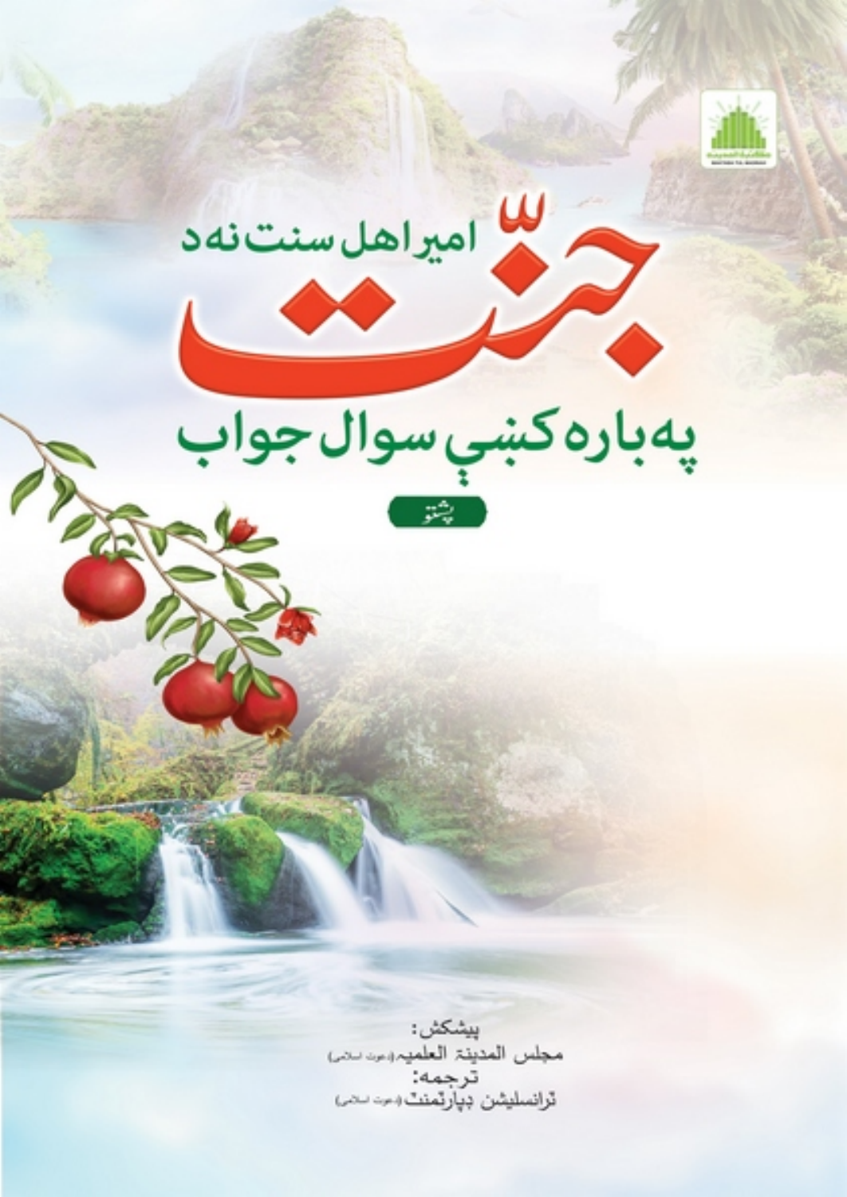امیر اهل سنت نه د

# جنّت

## په باره کښې سوال جواب

پښتو

پیشکش:
مجلس المدینة العلمیه (دعوت اسلامی)

ترجمه:
ټرانسلیشن ډیپارټمنټ (دعوت اسلامی)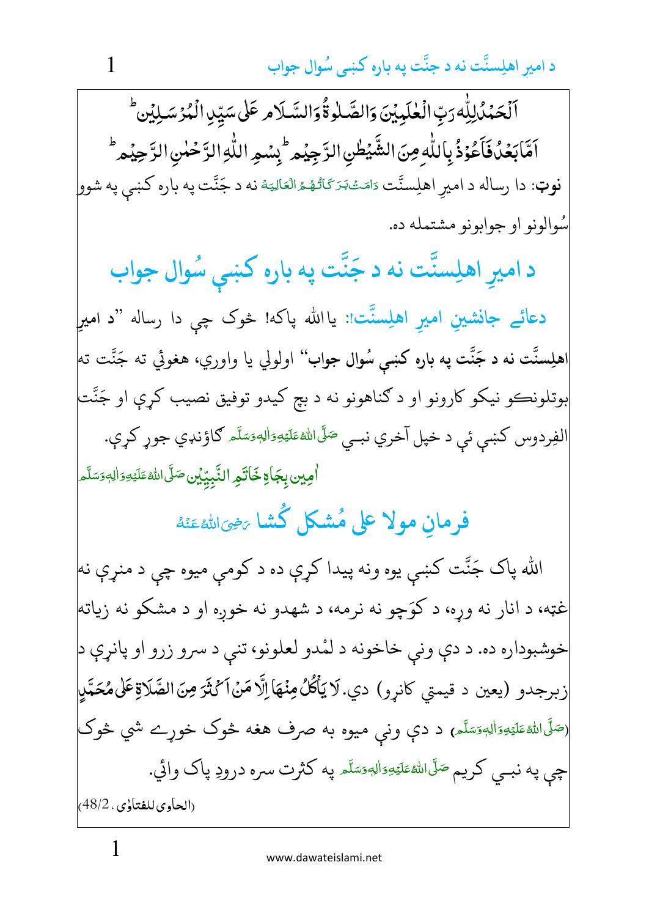اَلْحَمْدُ لِلّٰهِ رَبِّ الْعٰلَمِیْنَ وَالصَّلٰوۃُ وَالسَّلَامُ عَلٰی سَیِّدِ الْمُرْسَلِیْنَ ط

اَمَّا بَعْدُ فَاَعُوْذُ بِاللّٰهِ مِنَ الشَّیْطٰنِ الرَّجِیْمِ ط بِسْمِ اللّٰهِ الرَّحْمٰنِ الرَّحِیْمِ ط

**نوټ**: دا رساله د امیرِ اهلِسنَّت دَامَتْ بَرَكَاتُهُمُ الْعَالِيَهْ نه د جَنَّت په باره کښې په شوو سُوالونو او جوابونو مشتمله ده.

# د امیرِ اهلِسنَّت نه د جَنَّت په باره کښې سُوال جواب

**دعائے جانشینِ امیرِ اهلِسنَّت:** یاالله پاکه! څوک چې دا رساله "**د امیرِ اهلِسنَّت نه د جَنَّت په باره کښې سُوال جواب**" اولولي یا واوري، هغوئي ته جَنَّت ته بوتلونکو نیکو کارونو او د ګناهونو نه د بچ کیدو توفیق نصیب کړې او جَنَّت الفِردوس کښې ئې د خپل آخري نبي صَلَّى اللهُ عَلَيْهِ وَاٰلِهٖ وَسَلَّم ګاؤنډي جوړ کړې.

اٰمِین بِجَاہِ خَاتَمِ النَّبِیّٖن صَلَّى اللهُ عَلَيْهِ وَاٰلِهٖ وَسَلَّم

## فرمانِ مولا علی مُشکل کُشا رَضِیَ اللهُ عَنْهُ

الله پاک جَنَّت کښې یوه ونه پیدا کړې ده د کومې میوه چې د منړې نه غټه، د انار نه وړه، د کوچو نه نرمه، د شهدو نه خوږه او د مشکو نه زیاته خوشبوداره ده. د دې ونې خاخونه د لمْدو لعلونو، تنې د سرو زرو او پانړې د زبرجدو (یعین د قیمتي کانړو) دي. لَا يَأْكُلُ مِنْهَا إِلَّا مَنْ أَكْثَرَ مِنَ الصَّلَاةِ عَلَى مُحَمَّدٍ (صَلَّى اللهُ عَلَيْهِ وَاٰلِهٖ وَسَلَّم) د دې ونې میوه به صرف هغه څوک خوړے شي څوک چې په نبي کریم صَلَّى اللهُ عَلَيْهِ وَاٰلِهٖ وَسَلَّم په کثرت سره درودِ پاک وائي.

(الحاوی للفتاوٰی، 48/2)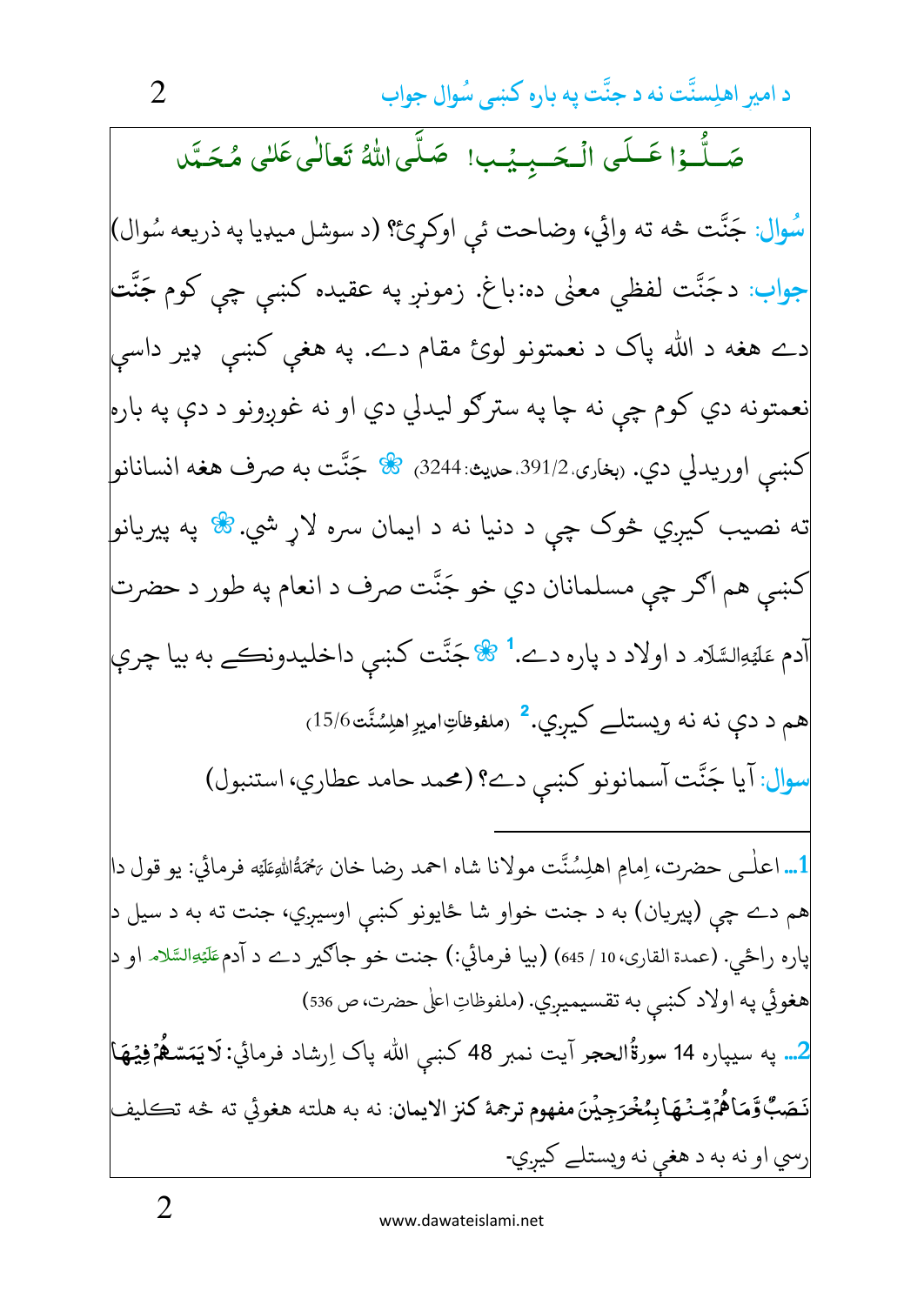صَلُّوا عَلَى الْحَبِيب! صَلَّى اللّٰهُ تَعَالٰی عَلٰی مُحَمَّد

**سُوال:** جَنَّت څه ته وائي، وضاحت ئې اوکړئ؟ (د سوشل ميډيا په ذريعه سُوال)

**جواب:** د جَنَّت لفظي معنٰی ده: باغ. زمونږ په عقيده کښې چې کوم **جَنَّت** دے هغه د اللّٰه پاک د نعمتونو لوئ مقام دے. په هغې کښې ډير داسې نعمتونه دي کوم چې نه چا په سترګو ليدلي دي او نه غوږونو د دې په باره کښې اوريدلي دي. (بخاری، 391/2، حديث: 3244) ❀ جَنَّت به صرف هغه انسانانو ته نصيب کيږي څوک چې د دنيا نه د ايمان سره لاړ شي. ❀ په پيريانو کښې هم اکثر چې مسلمانان دي خو جَنَّت صرف د انعام په طور د حضرت آدم عَلَيْهِ السَّلَام د اولاد د پاره دے.[1] ❀ جَنَّت کښې داخليدونکے به بيا چرې هم د دې نه نه ويستلے کيږي.[2] (ملفوظاتِ اميرِ اهلِسُنَّت 15/6)

**سوال:** آيا جَنَّت آسمانونو کښې دے؟ (محمد حامد عطاري، استنبول)

---

1... اعلٰی حضرت، اِمامِ اهلِسُنَّت مولانا شاه احمد رضا خان رَحْمَۃُ اللّٰہِ عَلَيْه فرمائي: يو قول دا هم دے چې (پيريان) به د جنت خواو شا ځايونو کښې اوسيږي، جنت ته به د سيل د پاره راځي. (عمدة القاری، 10 / 645) (بيا فرمائي:) جنت خو جاګير دے د آدم عَلَيْهِ السَّلَام او د هغوئي په اولاد کښې به تقسيميږي. (ملفوظاتِ اعلٰی حضرت، ص 536)

2... په سيپاره 14 سورةُ الحجر آيت نمبر 48 کښې اللّٰه پاک اِرشاد فرمائي: **لَا يَمَسُّهُمْ فِيْهَا نَصَبٌ وَّمَا هُمْ مِّنْهَا بِمُخْرَجِيْنَ** مفهوم ترجمهٔ کنز الايمان: نه به هلته هغوئي ته څه تکليف رسي او نه به د هغې نه ويستلے کيږي۔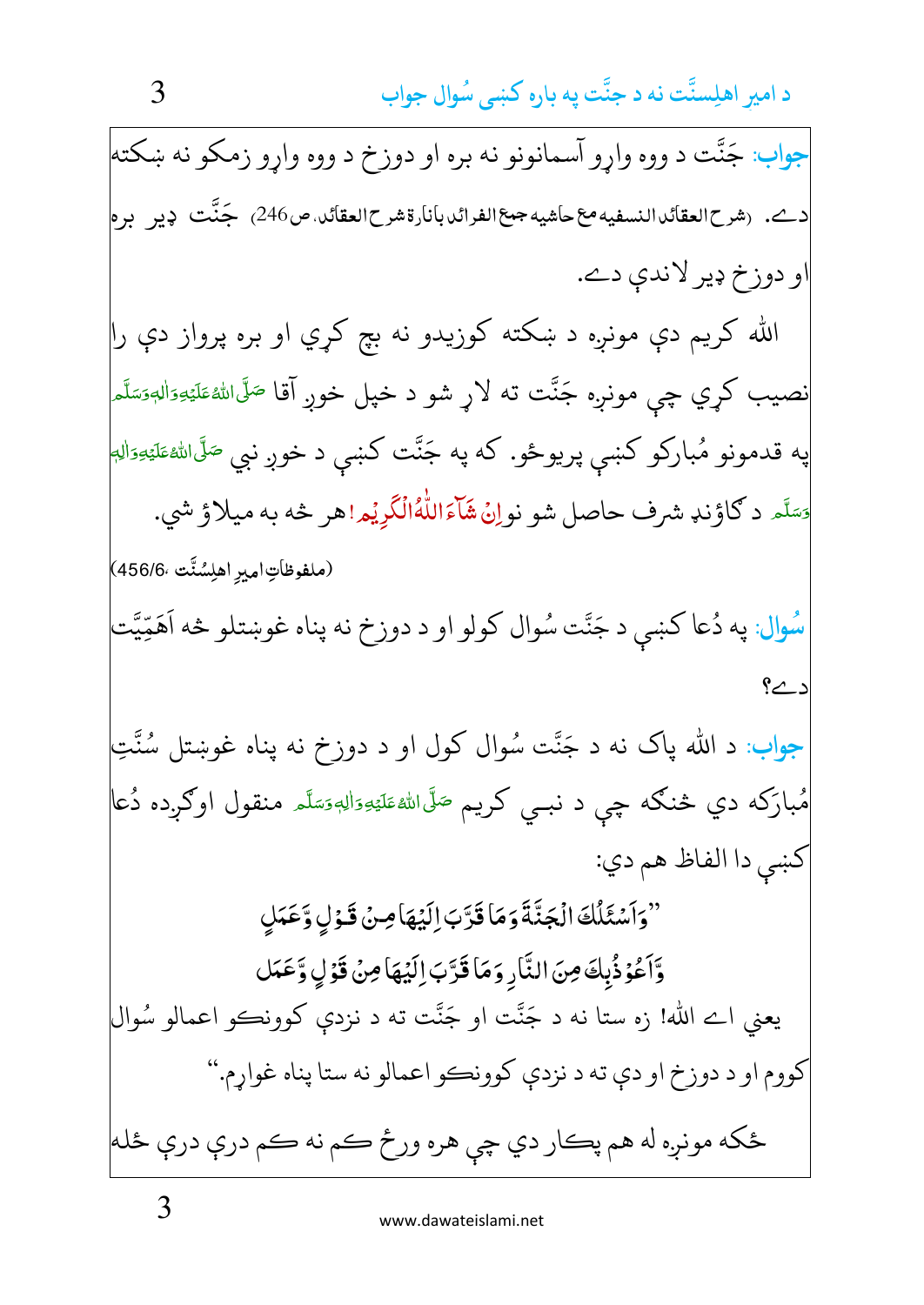**جواب:** جَنَّت د ووه واړو آسمانونو نه بره او دوزخ د ووه واړو زمکو نه ښکته دے. (شرح العقائد النسفیه مع حاشیه جمع الفرائد بانارة شرح العقائد، ص246) جَنَّت ډیر بره او دوزخ ډیر لاندې دے.

الله کریم دې مونږه د ښکته کوزیدو نه بچ کړي او بره پرواز دې را نصیب کړي چې مونږه جَنَّت ته لاړ شو د خپل خوږ آقا صَلَّی اللهُ عَلَیْهِ وَاٰلِهٖ وَسَلَّم په قدمونو مُبارکو کښې پریوځو. که په جَنَّت کښې د خوږ نبي صَلَّی اللهُ عَلَیْهِ وَاٰلِهٖ وَسَلَّم د ګاؤنډ شرف حاصل شو نو اِنْ شَآءَ اللّٰهُ الْکَرِیْم! هر څه به میلاؤ شي.

(ملفوظاتِ امیرِ اهلِسُنَّت، 456/6)

**سُوال:** په دُعا کښې د جَنَّت سُوال کولو او د دوزخ نه پناه غوښتلو څه اَهَمِّيَّت دے؟

**جواب:** د الله پاک نه د جَنَّت سُوال کول او د دوزخ نه پناه غوښتل سُنَّتِ مُبارَکه دي څنګه چې د نبـي کریم صَلَّی اللهُ عَلَیْهِ وَاٰلِهٖ وَسَلَّم منقول اوګرځیده دُعا کښې دا الفاظ هم دي:

"وَاَسْئَلُكَ الْجَنَّةَ وَمَا قَرَّبَ اِلَيْهَا مِنْ قَوْلٍ وَّعَمَلٍ
وَّاَعُوْذُبِكَ مِنَ النَّارِ وَمَا قَرَّبَ اِلَيْهَا مِنْ قَوْلٍ وَّعَمَل

یعني اے الله! زه ستا نه د جَنَّت او جَنَّت ته د نزدې کوونکو اعمالو سُوال کووم او د دوزخ او دې ته د نزدې کوونکو اعمالو نه ستا پناه غواړم."

ځکه مونږه له هم پکار دي چې هره ورځ کم نه کم درې درې ځله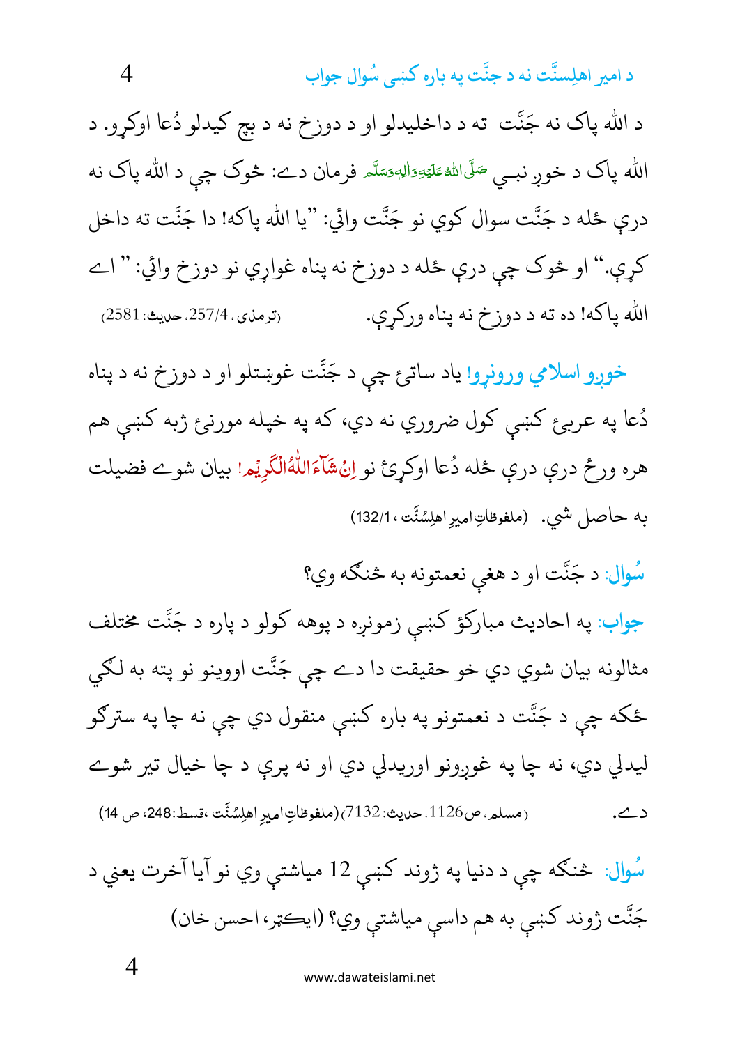د اللہ پاک نه جَنَّت ته د داخلیدلو او د دوزخ نه د بچ کیدلو دُعا اوکړو. د اللہ پاک د خوږ نبـي صَلَّى اللهُ عَلَيْهِ وَاٰلِهٖ وَسَلَّم فرمان دے: څوک چې د اللہ پاک نه درې ځله د جَنَّت سوال کوي نو جَنَّت وائي: "یا اللہ پاکه! دا جَنَّت ته داخل کړې." او څوک چې درې ځله د دوزخ نه پناه غواړي نو دوزخ وائي: "اے اللہ پاکه! دہ ته د دوزخ نه پناه ورکړې. (ترمذی، 257/4، حدیث: 2581)

خوږو اسلامي ورونړو! یاد ساتئ چې د جَنَّت غوښتلو او د دوزخ نه د پناه دُعا په عربئ کښې کول ضروري نه دي، که په خپله مورنئ ژبه کښې هم هره ورځ درې درې ځله دُعا اوکړئ نو اِنْ شَآءَ اللّٰهُ الْكَرِيْم! بیان شوے فضیلت به حاصل شي. (ملفوظاتِ امیرِ اهلِسُنَّت، 132/1)

سُوال: د جَنَّت او د هغې نعمتونه به څنګه وي؟

جواب: په احادیث مبارکؤ کښې زمونږه د پوهه کولو د پاره د جَنَّت مختلف مثالونه بیان شوي دي خو حقیقت دا دے چې جَنَّت اووینو نو پته به لګي ځکه چې د جَنَّت د نعمتونو په باره کښې منقول دي چې نه چا په سترګو لیدلي دي، نه چا په غوږونو اوریدلي دي او نه پرې د چا خیال تیر شوے دے. (مسلم، ص1126، حدیث: 7132) (ملفوظاتِ امیرِ اهلِسُنَّت، قسط:248، ص 14)

سُوال: څنګه چې د دنیا په ژوند کښې 12 میاشتې وي نو آیا آخرت یعني د جَنَّت ژوند کښې به هم داسې میاشتې وي؟ (ایکتیر، احسن خان)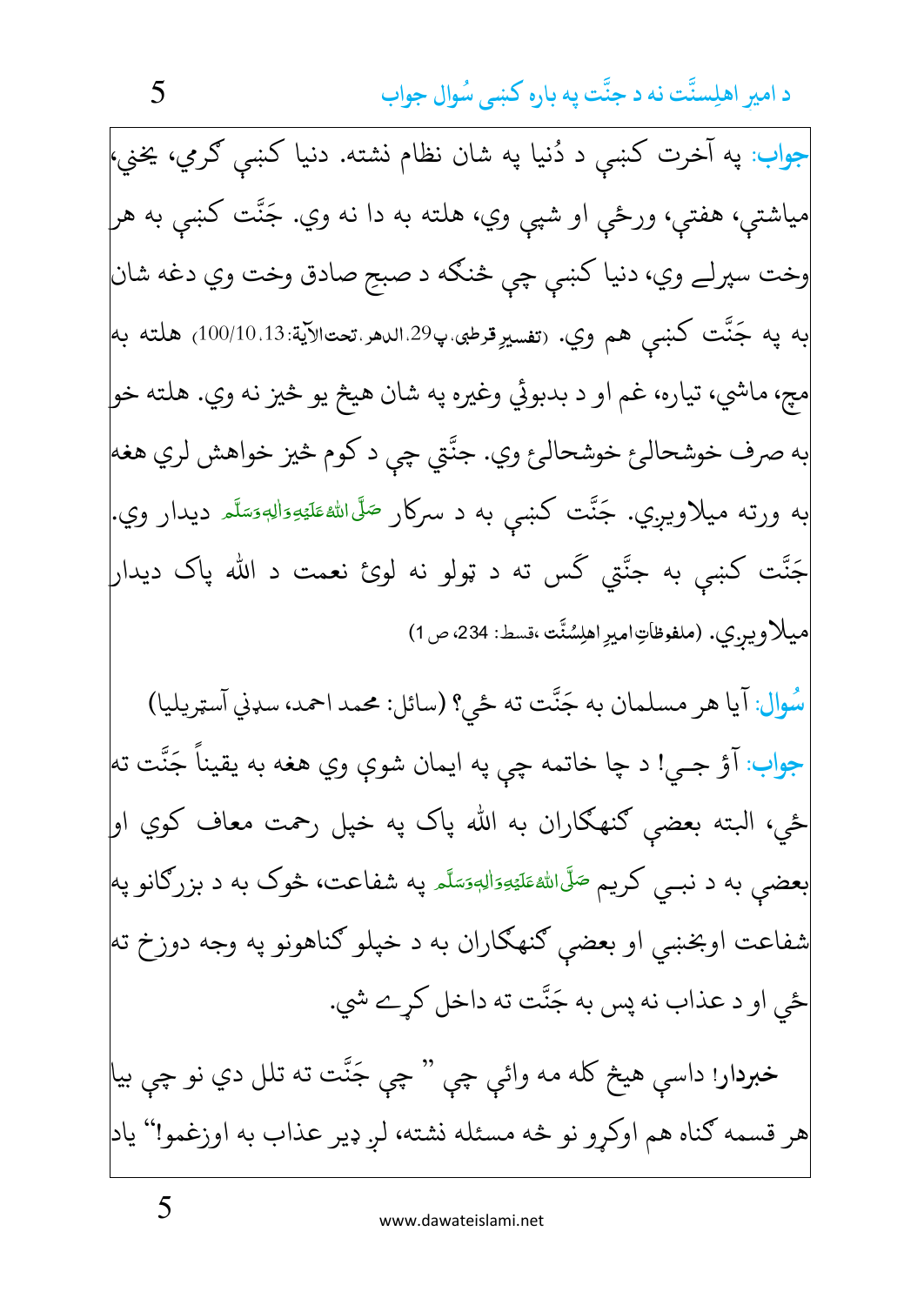**جواب:** په آخرت کښې د دُنیا په شان نظام نشته. دنیا کښې ګرمي، یخني، میاشتې، هفتې، ورځې او شپې وي، هلته به دا نه وي. جَنَّت کښې به هر وخت سپرلے وي، دنیا کښې چې څنګه د صبحِ صادق وخت وي دغه شان به په جَنَّت کښې هم وي. (تفسیرِ قرطبی، پ29، الدھر، تحت الآیۃ:13، 100/10) هلته به مچ، ماشي، تیاره، غم او د بدبوئي وغیره په شان هیڅ یو څیز نه وي. هلته خو به صرف خوشحالئ خوشحالئ وي. جنَّتي چې د کوم څیز خواهش لري هغه به ورته میلاویږي. جَنَّت کښې به د سرکار صَلَّى اللهُ عَلَيْهِ وَاٰلِهٖ وَسَلَّم دیدار وي. جَنَّت کښې به جنَّتي ګس ته د ټولو نه لوئ نعمت د الله پاک دیدار میلاویږي. (ملفوظاتِ امیرِ اهلِسُنَّت، قسط: 234، ص 1)

**سُوال:** آیا هر مسلمان به جَنَّت ته ځي؟ (سائل: محمد احمد، سډني آسټریلیا)

**جواب:** آؤ جي! د چا خاتمه چې په ایمان شوې وي هغه به یقیناً جَنَّت ته ځي، البته بعضې ګنهګاران به الله پاک په خپل رحمت معاف کوي او بعضې به د نبي کریم صَلَّى اللهُ عَلَيْهِ وَاٰلِهٖ وَسَلَّم په شفاعت، څوک به د بزرګانو په شفاعت اوبخښي او بعضې ګنهګاران به د خپلو ګناهونو په وجه دوزخ ته ځي او د عذاب نه پس به جَنَّت ته داخل کړے شي.

**خبردار!** داسې هیڅ کله مه وائي چې "چې جَنَّت ته تلل دي نو چې بیا هر قسمه ګناه هم اوکړو نو څه مسئله نشته، لږ ډیر عذاب به اوزغمو!" یاد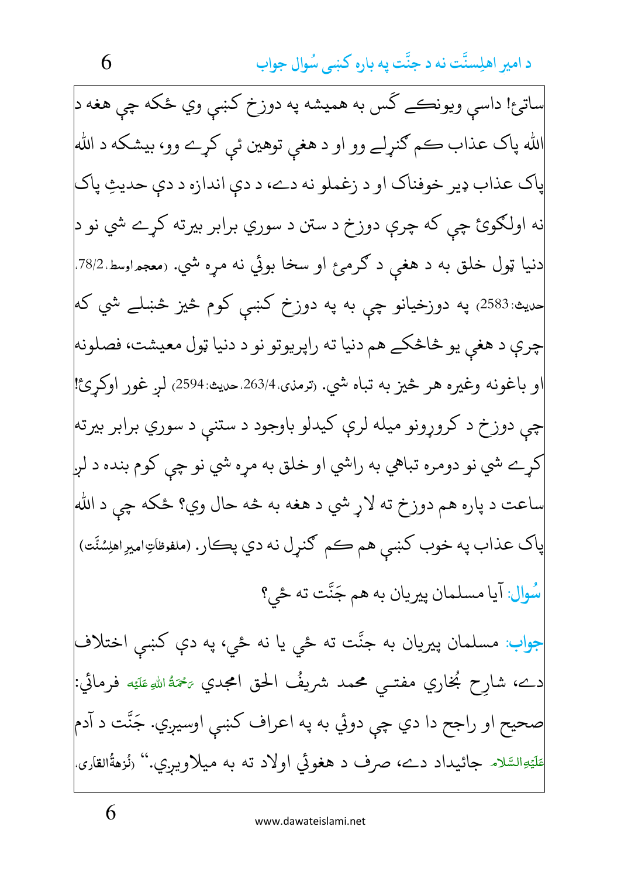ساتئ! داسې ويونکے ګس به هميشه په دوزخ کښې وي ځکه چې هغه د الله پاک عذاب کم ګنړلے وو او د هغې توهين ئې کړے وو، بيشکه د الله پاک عذاب ډير خوفناک او د زغملو نه دے، د دې اندازه د دې حديثِ پاک نه اولګوئ چې که چرې دوزخ د ستن د سورې برابر بيرته کړے شي نو د دنيا ټول خلق به د هغې د ګرمئ او سخا بوئي نه مړه شي. (معجم اوسط، 78/2، حديث: 2583) په دوزخيانو چې به په دوزخ کښې کوم څيز څښلے شي که چرې د هغې يو څاڅکے هم دنيا ته راپريوتو نو د دنيا ټول معيشت، فصلونه او باغونه وغيره هر څيز به تباه شي. (ترمذی، 263/4، حديث: 2594) لږ غور اوکړئ! چې دوزخ د کروړونو ميله لرې کيدلو باوجود د ستنې د سورې برابر بيرته کړے شي نو دومره تباهي به راشي او خلق به مړه شي نو چې کوم بنده د لږ ساعت د پاره هم دوزخ ته لاړ شي د هغه به څه حال وي؟ ځکه چې د الله پاک عذاب په خوب کښې هم کم ګنړل نه دي پکار. (ملفوظاتِ امیرِ اهلِسُنَّت)

سُوال: آيا مسلمان پيريان به هم جَنَّت ته ځي؟

جواب: مسلمان پيريان به جنَّت ته ځي يا نه ځي، په دې کښې اختلاف دے، شارِح بُخاري مفتي محمد شريفُ الحق امجدي رَحْمَةُ اللهِ عَلَيْه فرمائي: صحيح او راجح دا دي چې دوئي به په اعراف کښې اوسيږي. جَنَّت د آدم عَلَيْهِ السَّلَام جائيداد دے، صرف د هغوئي اولاد ته به ميلاويږي." (نُزهةُ القارى،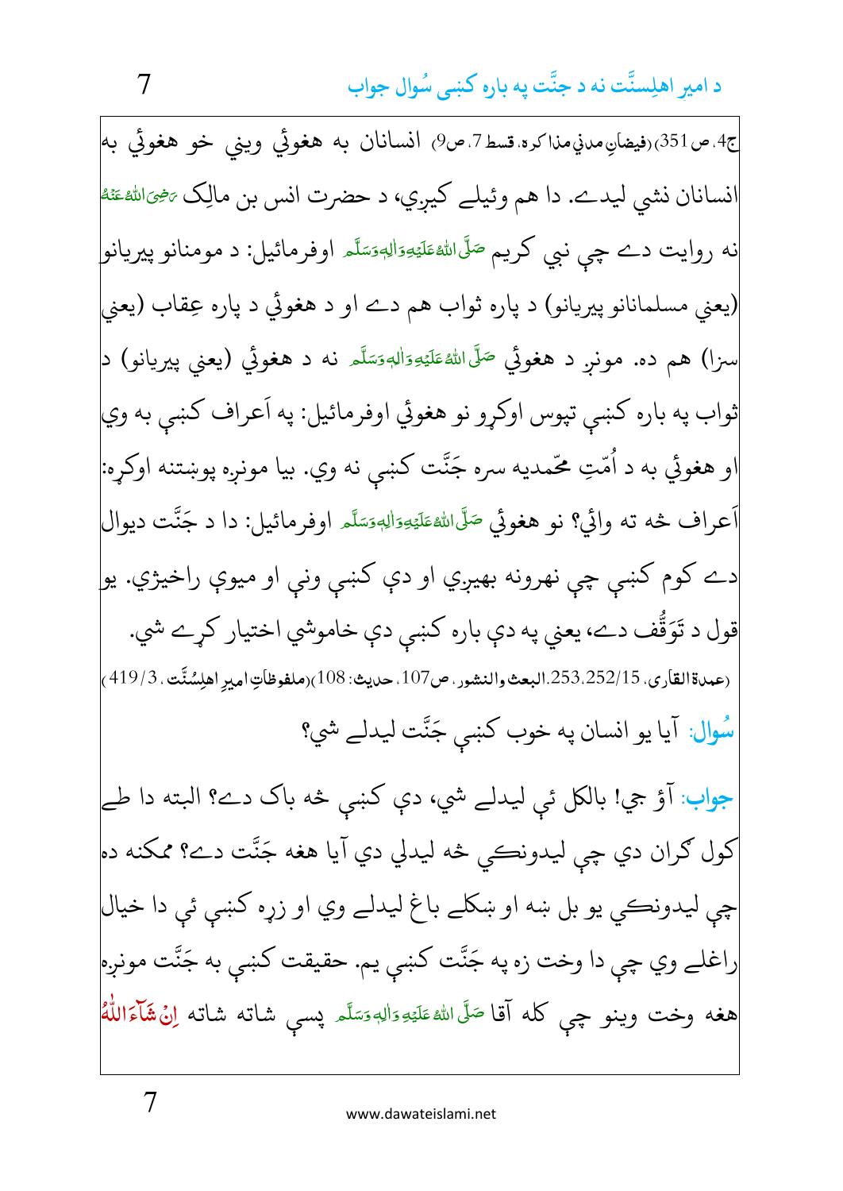ج4، ص351) (فیضانِ مدنی مذاکرہ، قسط 7، ص9) انسانان به هغوئي ويني خو هغوئي به انسانان نشي ليدے. دا هم وئيلے کيږي، د حضرت انس بن مالِک رَضِیَ اللّٰہُ عَنْہُ نه روايت دے چې نبي کريم صَلَّی اللّٰہُ عَلَیْہِ وَاٰلِہٖ وَسَلَّم اوفرمائيل: د مومنانو پيريانو (يعني مسلمانانو پيريانو) د پاره ثواب هم دے او د هغوئي د پاره عِقاب (يعني سزا) هم ده. مونږ د هغوئي صَلَّی اللّٰہُ عَلَیْہِ وَاٰلِہٖ وَسَلَّم نه د هغوئي (يعني پيريانو) د ثواب په باره کښې تپوس اوکړو نو هغوئي اوفرمائيل: په اَعراف کښې به وي او هغوئي به د اُمّتِ محّمديه سره جَنَّت کښې نه وي. بيا مونږه پوښتنه اوکړه: اَعراف څه ته وائي؟ نو هغوئي صَلَّی اللّٰہُ عَلَیْہِ وَاٰلِہٖ وَسَلَّم اوفرمائيل: دا د جَنَّت ديوال دے کوم کښې چې نهرونه بهيږي او دې کښې ونې او ميوې راخيږي. يو قول د تَوَقُّف دے، يعني په دې باره کښې دې خاموشي اختيار کړے شي.

(عمدۃ القاری، 15/252،253، البعث والنشور، ص107، حدیث: 108)(ملفوظاتِ امیرِ اہلِسُنَّت، 3/419)

**سُوال:** آيا يو انسان په خوب کښې جَنَّت ليدلے شي؟

**جواب:** آؤ جي! بالکل ئې ليدلے شي، دې کښې څه باک دے؟ البته دا طے کول ګران دي چې ليدونکي څه ليدلي دي آيا هغه جَنَّت دے؟ ممکنه ده چې ليدونکي يو بل ښه او ښکلے باغ ليدلے وي او زړه کښې ئې دا خيال راغلے وي چې دا وخت زه په جَنَّت کښې يم. حقيقت کښې به جَنَّت مونږه هغه وخت وينو چې کله آقا صَلَّی اللّٰہُ عَلَیْہِ وَاٰلِہٖ وَسَلَّم پسې شاته شاته اِنْ شَآءَ اللّٰہُ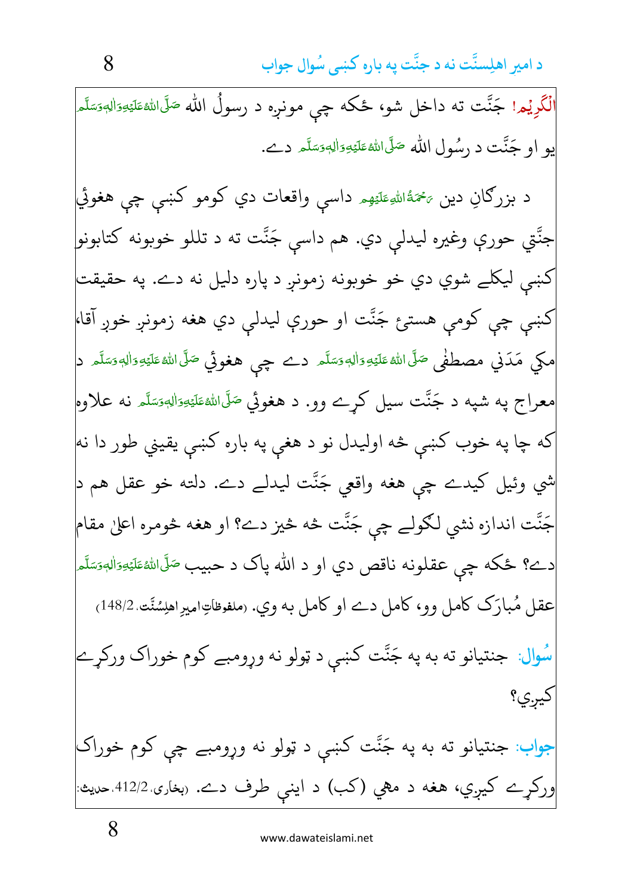الْکَرِیْم! جَنَّت ته داخل شو، ځکه چې مونږه د رسولُ الله صَلَّیاللّٰهُعَلَیۡهِوَاٰلِهٖوَسَلَّم یو او جَنَّت د رسُول الله صَلَّیاللّٰهُعَلَیۡهِوَاٰلِهٖوَسَلَّم دے.

د بزرګانِ دین رَحۡمَۃُاللّٰهِعَلَیۡهِم داسې واقعات دي کومو کښې چې هغوئي جنَّتي حورې وغیره لیدلې دي. هم داسې جَنَّت ته د تللو خوبونه کتابونو کښې لیکلے شوي دي خو خوبونه زمونږ د پاره دلیل نه دے. په حقیقت کښې چې کومې هستئ جَنَّت او حورې لیدلې دي هغه زمونږ خوږ آقاء مکي مَدَني مصطفٰی صَلَّی اللّٰهُ عَلَیۡهِ وَاٰلِهٖ وَسَلَّم دے چې هغوئي صَلَّی اللّٰهُ عَلَیۡهِ وَاٰلِهٖ وَسَلَّم د معراج په شپه د جَنَّت سیل کړے وو. د هغوئي صَلَّیاللّٰهُعَلَیۡهِوَاٰلِهٖوَسَلَّم نه علاوه که چا په خوب کښې څه اولیدل نو د هغې په باره کښې یقیني طور دا نه شي وئیل کیدے چې هغه واقعي جَنَّت لیدلے دے. دلته خو عقل هم د جَنَّت اندازه نشي لګولے چې جَنَّت څه شیز دے؟ او هغه څومره اعلیٰ مقام دے؟ ځکه چې عقلونه ناقص دي او د الله پاک د حبیب صَلَّیاللّٰهُعَلَیۡهِوَاٰلِهٖوَسَلَّم عقل مُبارَک کامل وو، کامل دے او کامل به وي. (ملفوظاتِ امیرِ اهلِسُنَّت، 148/2)

**سُوال:** جنتیانو ته به په جَنَّت کښې د ټولو نه ورومبے کوم خوراک ورکړے کیږي؟

**جواب:** جنتیانو ته به په جَنَّت کښې د ټولو نه ورومبے چې کوم خوراک ورکړے کیږي، هغه د مهي (کب) د اینې طرف دے. (بخاری، 412/2، حدیث: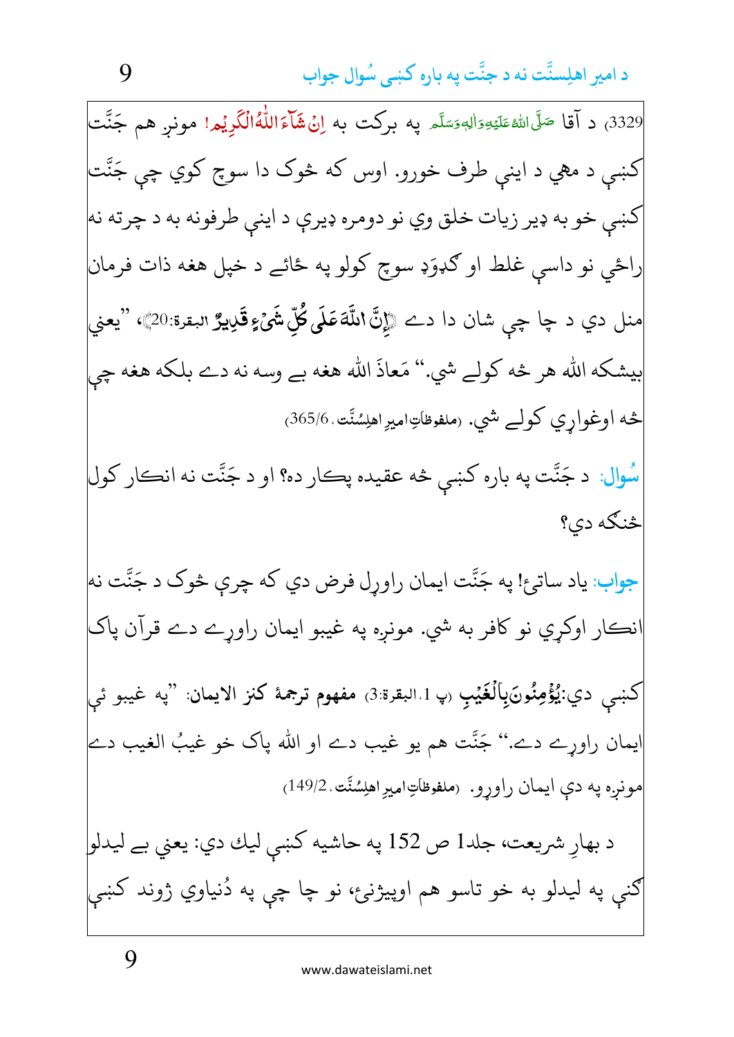3329) د آقا صَلَّی اللّٰہُ عَلَیْہِ وَاٰلِہٖ وَسَلَّم په برکت به اِنْ شَآءَ اللّٰهُ الْكَرِيْم! مونږ هم جَنَّت کښې د مهي د اینې طرف خورو. اوس که څوک دا سوچ کوي چې جَنَّت کښې خو به ډیر زیات خلق وي نو دومره ډیرې د اینې طرفونه به د چرته نه راځي نو داسې غلط او ګډوَډ سوچ کولو په ځائے د خپل هغه ذات فرمان منل دي د چا چې شان دا دے ﴿اِنَّ اللّٰهَ عَلٰى كُلِّ شَیْءٍ قَدِیْرٌ البقرة:20﴾، "یعني بیشکه الله هر څه کولے شي." مَعاذَ الله هغه بے وسه نه دے بلکه هغه چې څه اوغواړي کولے شي. (ملفوظاتِ امیرِ اهلِسُنَّت، 365/6)

**سُوال:** د جَنَّت په باره کښې څه عقیده پکار ده؟ او د جَنَّت نه انکار کول څنګه دي؟

**جواب:** یاد ساتئ! په جَنَّت ایمان راوړل فرض دي که چرې څوک د جَنَّت نه انکار اوکړي نو کافر به شي. مونږه په غیبو ایمان راوړے دے قرآن پاک کښې دي: **یُؤْمِنُوْنَ بِالْغَیْبِ** (پ 1، البقرة:3) **مفهوم ترجمۂ کنز الایمان:** "په غیبو ئې ایمان راوړے دے." جَنَّت هم یو غیب دے او الله پاک خو غیبُ الغیب دے مونږه په دې ایمان راوړو. (ملفوظاتِ امیرِ اهلِسُنَّت، 149/2)

د بهارِ شریعت، جلد1 ص 152 په حاشیه کښې لیک دي: یعني بے لیدلو ګڼي په لیدلو به خو تاسو هم اوپیژنئ، نو چا چې په دُنیاوي ژوند کښې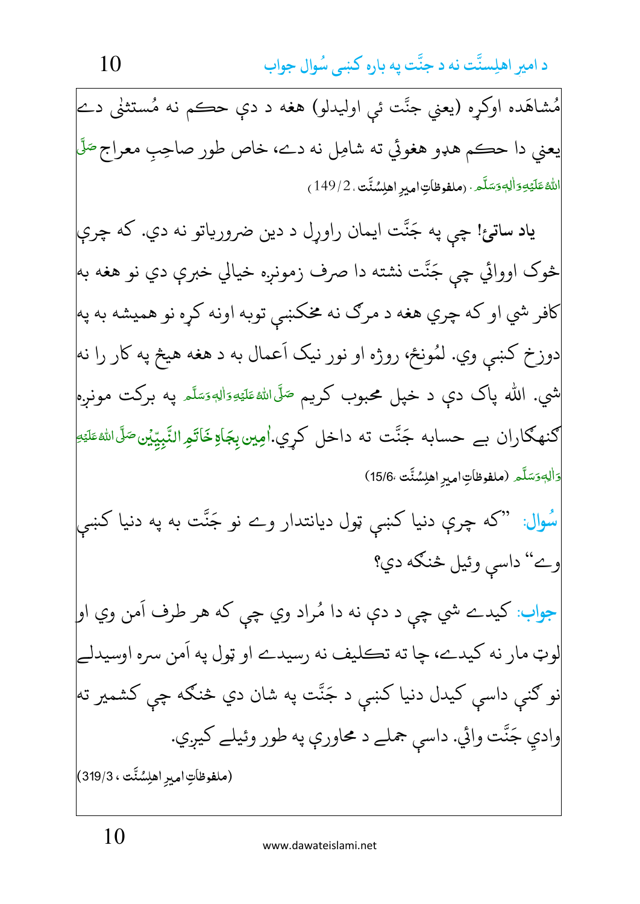مُشاهَده اوکړه (يعني جنَّت ئې اوليدلو) هغه د دې حکم نه مُستثنٰی دے يعني دا حکم هغوئي ته شامِل نه دے، خاص طور صاحِبِ معراج صَلَّی اللّٰهُ عَلَيْهِ وَاٰلِهٖ وَسَلَّم. (ملفوظاتِ امیرِ اهلِسُنَّت، 149/2)

**ياد ساتئ!** چې په جَنَّت ايمان راوړل د دين ضروورياتو نه دي. که چرې څوک اووائي چې جَنَّت نشته دا صرف زمونږه خيالي خبرې دي نو هغه به کافر شي او که چرې هغه د مرګ نه مخکښې توبه اونه کړه نو هميشه به په دوزخ کښې وي. لمُونځ، روژه او نور نيک اَعمال به د هغه هيڅ په کار را نه شي. اللّٰه پاک دې د خپل محبوب کريم صَلَّی اللّٰهُ عَلَيْهِ وَاٰلِهٖ وَسَلَّم په برکت مونږه ګنهګاران بے حسابه جَنَّت ته داخل کړي.اٰمِین بِجَاهِ خَاتَمِ النَّبِیّٖن صَلَّی اللّٰهُ عَلَيْهِ وَاٰلِهٖ وَسَلَّم (ملفوظاتِ امیرِ اهلِسُنَّت، 15/6)

**سُوال:** "که چرې دنيا کښې ټول ديانتدار وے نو جَنَّت به په دنيا کښې وے" داسې وئيل څنګه دي؟

**جواب:** کيدے شي چې د دې نه دا مُراد وي چې که هر طرف اَمن وي او لوټ مار نه کيدے، چا ته تکليف نه رسيدے او ټول په اَمن سره اوسيدلے نو ګنې داسې کيدل دنيا کښې د جَنَّت په شان دي څنګه چې کشمير ته وادئِ جَنَّت وائي. داسې جملے د محاورې په طور وئيلے کيږي.

(ملفوظاتِ امیرِ اهلِسُنَّت، 319/3)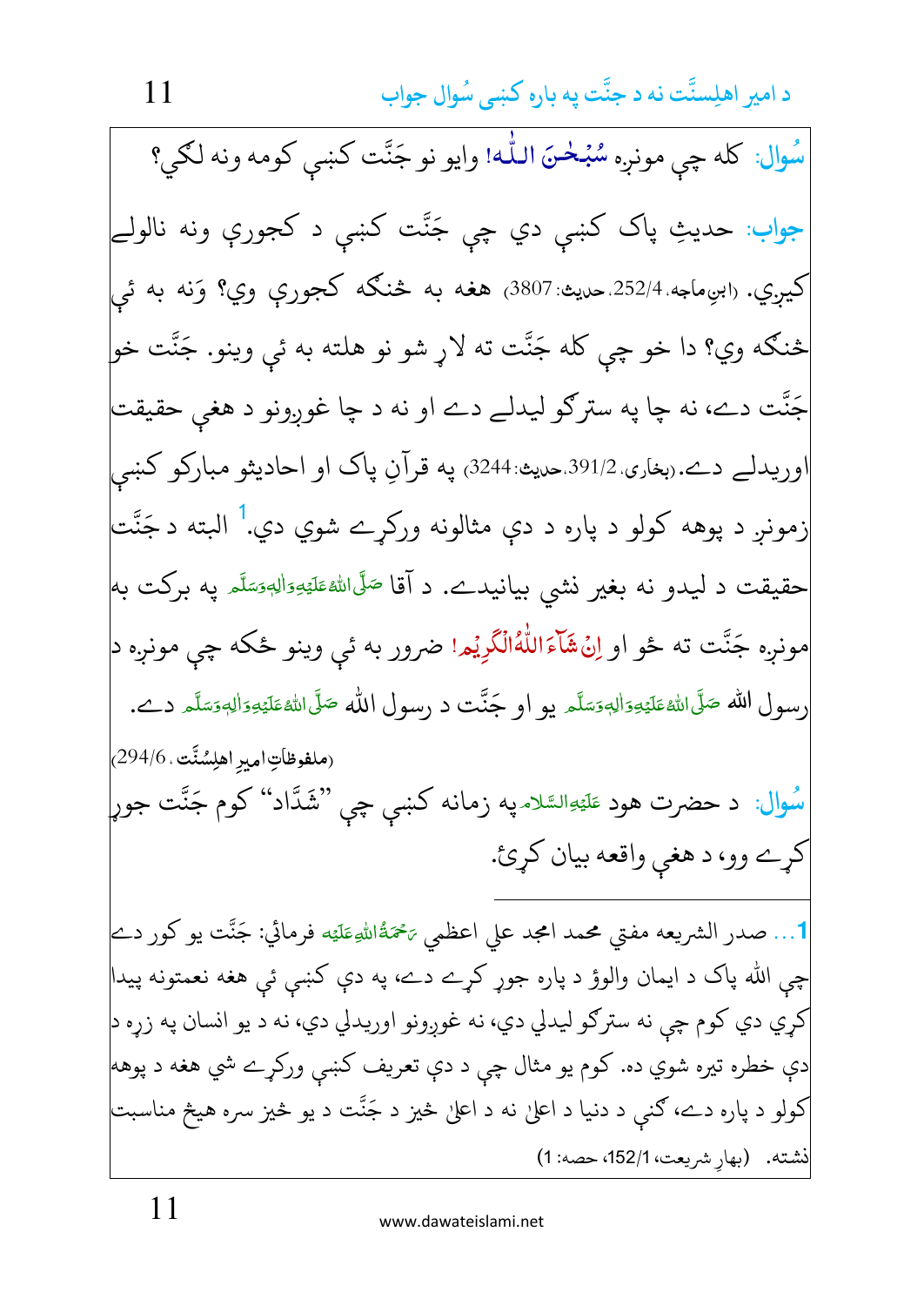**سُوال:** کله چې مونږه سُبْحٰنَ اللّٰه! وایو نو جَنَّت کښې کومه ونه لګي؟

**جواب:** حدیثِ پاک کښې دي چې جَنَّت کښې د کجورې ونه نالولے کیږي. (ابنِ ماجه، 252/4، حدیث: 3807) هغه به څنګه کجورې وي؟ وَنه به ئې څنګه وي؟ دا خو چې کله جَنَّت ته لاړ شو نو هلته به ئې وینو. جَنَّت خو جَنَّت دے، نه چا په سترګو لیدلے دے او نه د چا غوږونو د هغې حقیقت اوریدلے دے. (بخاری، 391/2، حدیث: 3244) په قرآنِ پاک او احادیثو مبارکو کښې زمونږ د پوهه کولو د پاره د دې مثالونه ورکړے شوي دي.[1] البته د جَنَّت حقیقت د لیدو نه بغیر نشي بیانیدے. د آقا صَلَّى اللهُ عَلَيْهِ وَاٰلِهٖ وَسَلَّم په برکت به مونږه جَنَّت ته ځو او اِنْ شَآءَ اللّٰهُ الْكَرِيْم! ضرور به ئې وینو ځکه چې مونږه د رسول الله صَلَّى اللهُ عَلَيْهِ وَاٰلِهٖ وَسَلَّم یو او جَنَّت د رسول الله صَلَّى اللهُ عَلَيْهِ وَاٰلِهٖ وَسَلَّم دے.

(ملفوظاتِ امیرِ اهلِسُنَّت، 294/6)

**سُوال:** د حضرت هود عَلَيْهِ السَّلَام په زمانه کښې چې "شَدَّاد" کوم جَنَّت جوړ کړے وو، د هغې واقعه بیان کړئ.

---

1... صدر الشریعه مفتي محمد امجد علي اعظمي رَحْمَةُ اللهِ عَلَيْه فرمائي: جَنَّت یو کور دے چې الله پاک د ایمان والؤ د پاره جوړ کړے دے، په دې کښې ئې هغه نعمتونه پیدا کړي دي کوم چې نه سترګو لیدلي دي، نه غوږونو اوریدلي دي، نه د یو انسان په زړه د دې خطره تیره شوي ده. کوم یو مثال چې د دې تعریف کښې ورکړے شي هغه د پوهه کولو د پاره دے، ګني د دنیا د اعلیٰ نه د اعلیٰ څیز د جَنَّت د یو څیز سره هیڅ مناسبت نشته. (بهارِ شریعت، 152/1، حصه: 1)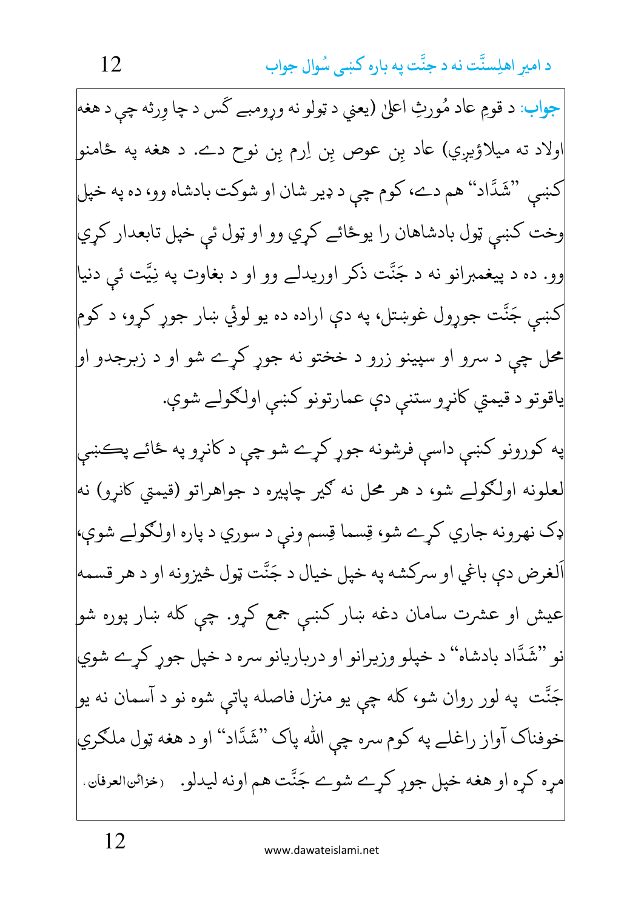**جواب:** د قومِ عاد مُورثِ اعلیٰ (يعني د ټولو نه وړومبے کَس د چا وِرثه چې د هغه اولاد ته میلاؤیږي) عاد بِن عوص بِن اِرم بِن نوح دے. د هغه په ځامنو کښې "شَدَّاد" هم دے، کوم چې د ډېر شان او شوکت بادشاه وو، ده په خپل وخت کښې ټول بادشاهان را يوځائے کړي وو او ټول ئې خپل تابعدار کړي وو. ده د پیغمبرانو نه د جَنَّت ذکر اوریدلے وو او د بغاوت په نِیَّت ئې دنیا کښې جَنَّت جوړول غوښتل، په دې اراده ده يو لوئې ښار جوړ کړو، د کوم محل چې د سرو او سپينو زرو د خختو نه جوړ کړے شو او د زبرجدو او یاقوتو د قیمتي کاڼړو ستنې دې عمارتونو کښې اولګولے شوې.

په کورونو کښې داسې فرشونه جوړ کړے شو چې د کاڼړو په ځائے پکښې لعلونه اولګولے شو، د هر محل نه ګیر چاپیره د جواهراتو (قیمتي کاڼړو) نه ډک نهرونه جاري کړے شو، قِسما قِسم ونې د سوري د پاره اولګولے شوې، اَلغرض دې باغي او سرکشه په خپل خیال د جَنَّت ټول څیزونه او د هر قسمه عیش او عشرت سامان دغه ښار کښې جمع کړو. چې کله ښار پوره شو نو "شَدَّاد بادشاه" د خپلو وزیرانو او درباریانو سره د خپل جوړ کړے شوي جَنَّت په لور روان شو، کله چې يو منزل فاصله پاتې شوه نو د آسمان نه يو خوفناک آواز راغلے په کوم سره چې اللّٰه پاک "شَدَّاد" او د هغه ټول ملګري مړه کړه او هغه خپل جوړ کړے شوے جَنَّت هم اونه لیدلو. (خزائن العرفان)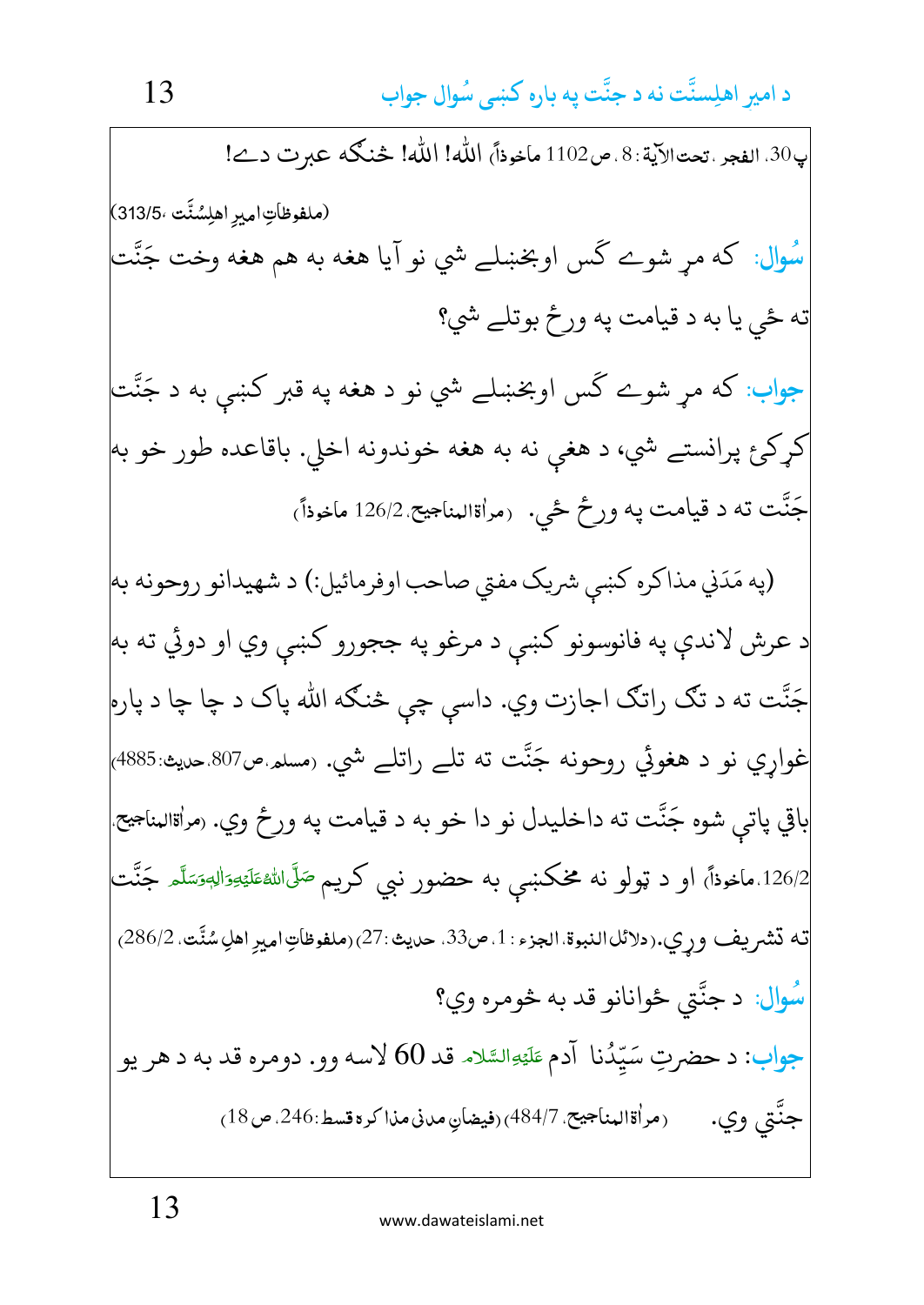پ30، الفجر، تحت الآیة: 8، ص1102 ماخوذاً) الله! الله! څنګه عبرت دے!

(ملفوظاتِ امیرِ اہلِسُنّت، 313/5)

**سُوال:** که مړ شوے ګس اوبخښلے شي نو آیا هغه به هم هغه وخت جَنَّت ته ځي یا به د قیامت په ورځ بوتلے شي؟

**جواب:** که مړ شوے ګس اوبخښلے شي نو د هغه په قبر کښې به د جَنَّت کړکۍ پرانستے شي، د هغې نه به هغه خوندونه اخلي. باقاعده طور خو به جَنَّت ته د قیامت په ورځ ځي. (مراٰۃالمناجیح، 126/2 ماخوذاً)

(په مَدَني مذاکره کښې شریک مفتي صاحب اوفرمائیل:) د شهیدانو روحونه به د عرش لاندې په فانوسونو کښې د مرغو په ججورو کښې وي او دوئي ته به جَنَّت ته د تګ راتګ اجازت وي. داسې چې څنګه الله پاک د چا چا د پاره غواړي نو د هغوئي روحونه جَنَّت ته تلے راتلے شي. (مسلم، ص807، حدیث: 4885) باقي پاتې شوه جَنَّت ته داخلیدل نو دا خو به د قیامت په ورځ وي. (مراٰۃالمناجیح، 126/2، ماخوذاً) او د ټولو نه مخکښې به حضور نبي کریم صَلَّی اللہُ عَلَیْہِ وَاٰلِہٖ وَسَلَّم جَنَّت ته تشریف وړي. (دلائل النبوۃ، الجزء: 1، ص33، حدیث: 27) (ملفوظاتِ امیرِ اہلِ سُنَّت، 286/2)

**سُوال:** د جنَّتي ځوانانو قد به څومره وي؟

**جواب:** د حضرتِ سَیِّدُنا آدم عَلَیْہِ السَّلَام قد 60 لاسه وو. دومره قد به د هر یو جنَّتي وي. (مراٰۃالمناجیح، 484/7) (فیضانِ مدنی مذاکرہ قسط: 246، ص18)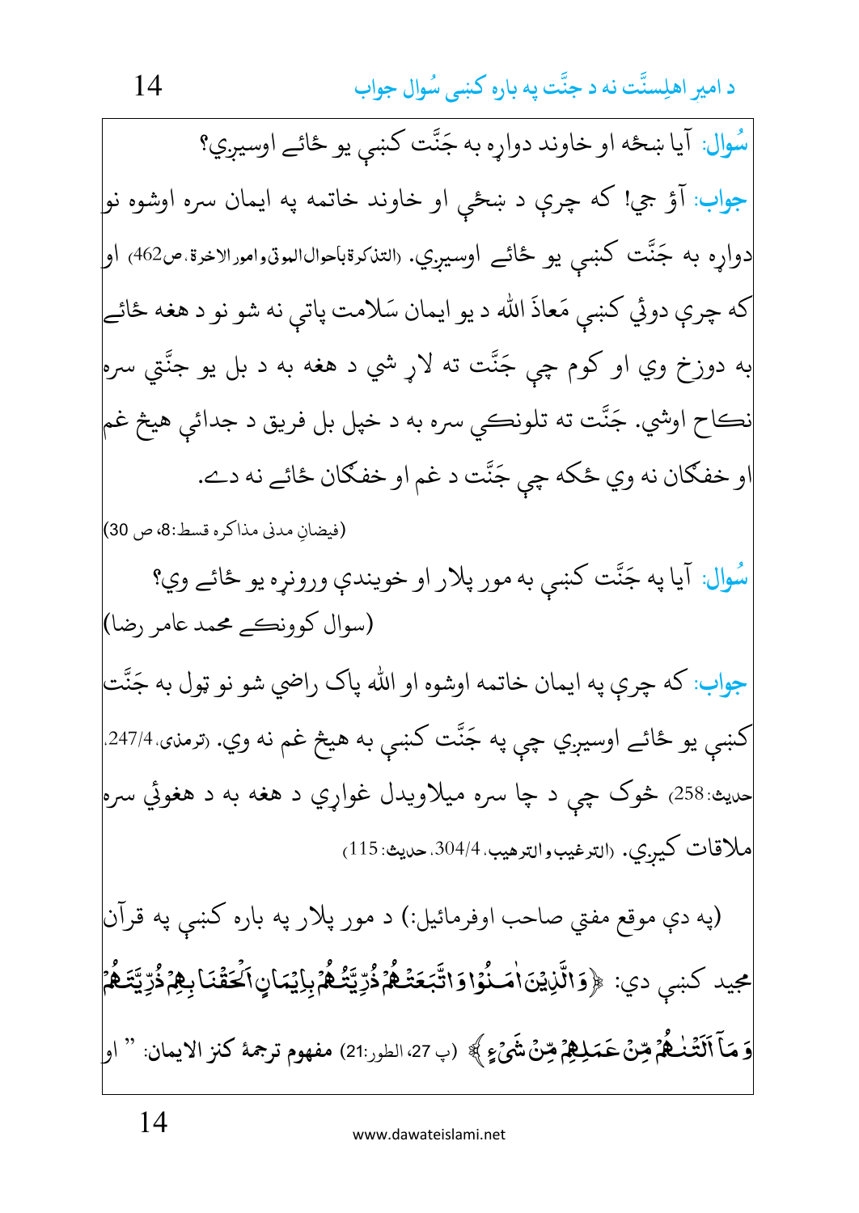**سُوال:** آيا ښځه او خاوند دواړه به جَنَّت کښې يو ځائے اوسيږي؟

**جواب:** آؤ جي! که چرې د ښځې او خاوند خاتمه په ايمان سره اوشوه نو دواړه به جَنَّت کښې يو ځائے اوسيږي. (التذكرة بأحوال الموتى وامور الاخرة، ص462) او که چرې دوئي کښې مَعاذَ الله د يو ايمان سَلامت پاتې نه شو نو د هغه ځائے به دوزخ وي او کوم چې جَنَّت ته لاړ شي د هغه به د بل يو جنَّتي سره نڪاح اوشي. جَنَّت ته تلونڪي سره به د خپل بل فريق د جدائي هيڅ غم او خفگان نه وي ځکه چې جَنَّت د غم او خفگان ځائے نه دے.

(فيضانِ مدنى مذاکره قسط:8، ص 30)

**سُوال:** آيا په جَنَّت کښې به مور پلار او خويندې ورونړه يو ځائے وي؟

(سوال کوونڪے محمد عامر رضا)

**جواب:** که چرې په ايمان خاتمه اوشوه او الله پاک راضي شو نو ټول به جَنَّت کښې يو ځائے اوسيږي چې په جَنَّت کښې به هيڅ غم نه وي. (ترمذى، 247/4، حديث: 258) خوک چې د چا سره ميلاويدل غواړي د هغه به د هغوئي سره ملاقات کيږي. (الترغيب والترهيب، 304/4، حديث: 115)

(په دې موقع مفتي صاحب اوفرمائيل:) د مور پلار په باره کښې په قرآن مجيد کښې دي: ﴿وَالَّذِيْنَ اٰمَنُوْا وَاتَّبَعَتْهُمْ ذُرِّيَّتُهُمْ بِاِيْمَانٍ اَلْحَقْنَا بِهِمْ ذُرِّيَّتَهُمْ وَمَآ اَلَتْنٰهُمْ مِّنْ عَمَلِهِمْ مِّنْ شَيْءٍ﴾ (پ 27، الطور:21) مفهوم ترجمهٔ کنز الايمان: " او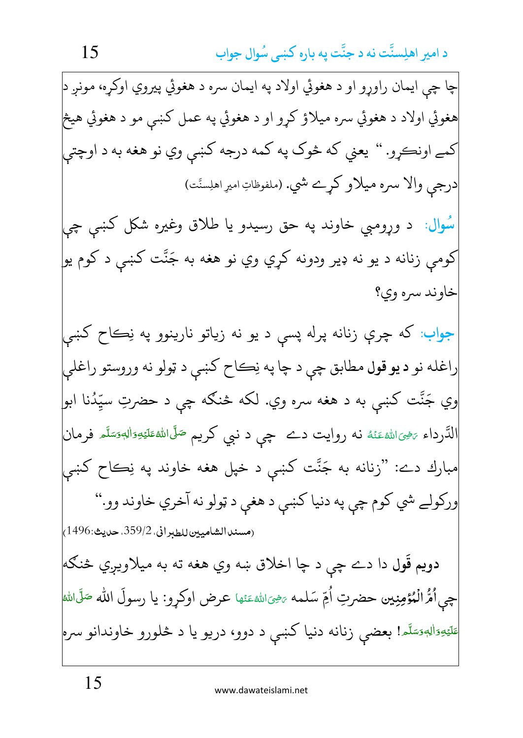چا چې ايمان راوړو او د هغوئي اولاد په ايمان سره د هغوئي پيروي اوکړه، مونږ د هغوئي اولاد د هغوئي سره ميلاؤ کړو او د هغوئي په عمل کښې مو د هغوئي هيڅ کمے اونکړو. " يعني که څوک په کمه درجه کښې وي نو هغه به د اوچتې درجې والا سره ميلاو کړے شي. (ملفوظاتِ اميرِ اهلِسنَّت)

**سُوال:** د ورومبي خاوند په حق رسيدو يا طلاق وغيره شکل کښې چې کومې زنانه د يو نه ډير ودونه کړي وي نو هغه به جَنَّت کښې د کوم يو خاوند سره وي؟

**جواب:** که چرې زنانه پرله پسې د يو نه زياتو نارينوو په نِکاح کښې راغله نو **د يو قول** مطابق چې د چا په نِکاح کښې د ټولو نه وروستو راغلې وي جَنَّت کښې به د هغه سره وي. لکه څنګه چې د حضرتِ سيّدُنا ابو الدَّرداء رَضِيَ اللهُ عَنْهُ نه روايت دے چې د نبي کريم صَلَّى اللهُ عَلَيْهِ وَاٰلِهٖ وَسَلَّم فرمان مبارك دے: "زنانه به جَنَّت کښې د خپل هغه خاوند په نِکاح کښې ورکولے شي کوم چې په دنيا کښې د هغې د ټولو نه آخري خاوند وو."

(مسند الشاميين للطبرانی، 2/359، حديث:1496)

**دويم قَول** دا دے چې د چا اخلاق ښه وي هغه ته به ميلاويږي څنګه چې اُمُّ الْمُؤمِنِين حضرتِ اُمِّ سَلمه رَضِيَ اللهُ عَنْهَا عرض اوکړو: يا رسولَ الله صَلَّى اللهُ عَلَيْهِ وَاٰلِهٖ وَسَلَّم! بعضې زنانه دنيا کښې د دوو، دريو يا د څلورو خاوندانو سره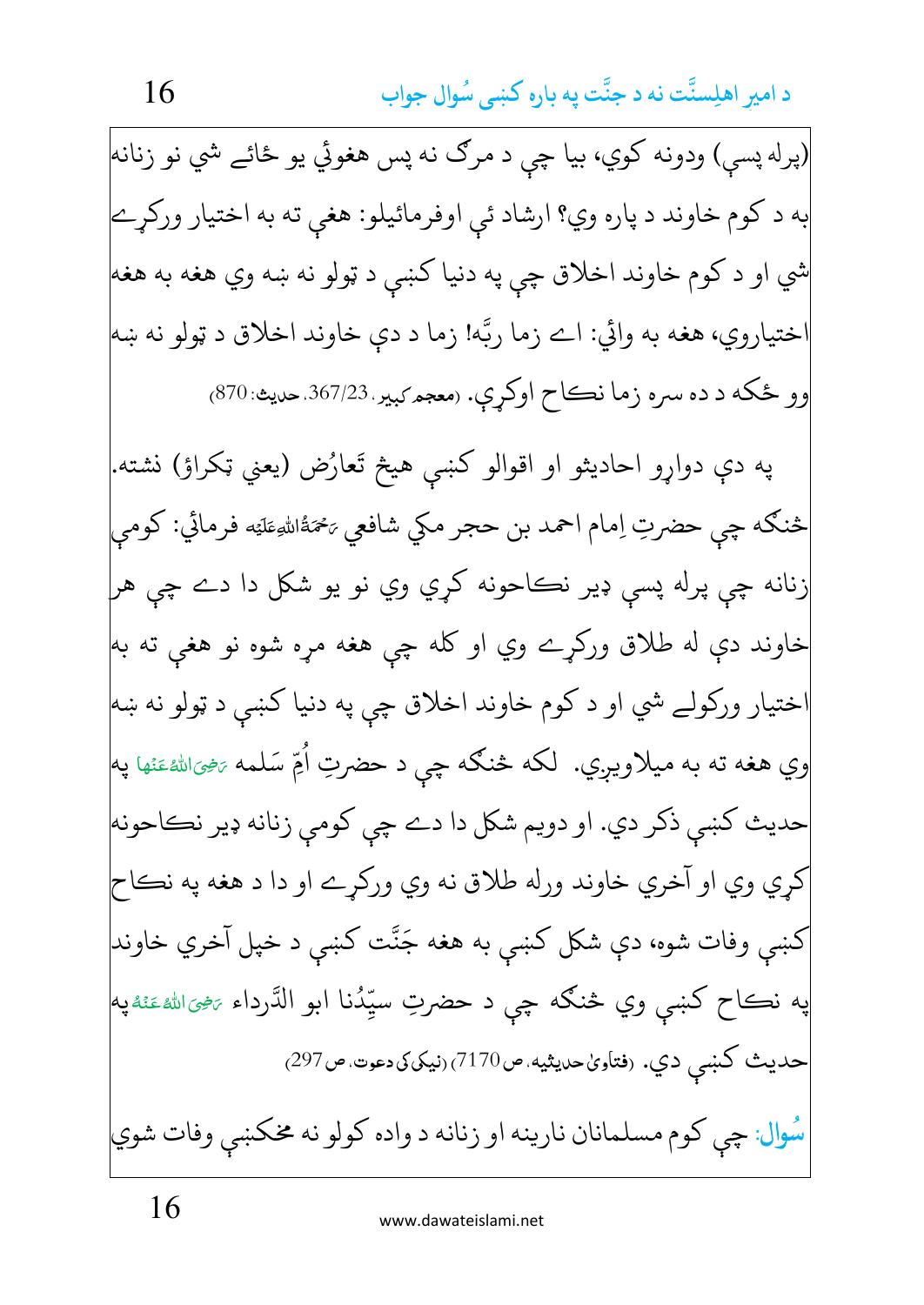(پرله پسې) ودونه کوي، بیا چې د مرګ نه پس هغوئ یو ځائے شي نو زنانه به د کوم خاوند د پاره وي؟ ارشاد ئې اوفرمائیلو: هغې ته به اختیار ورکړے شي او د کوم خاوند اخلاق چې په دنیا کښې د ټولو نه ښه وي هغه به هغه اختیاروي، هغه به وائي: اے زما ربَّه! زما د دې خاوند اخلاق د ټولو نه ښه وو ځکه د ده سره زما نکاح اوکړې. (معجم کبیر، 367/23، حدیث: 870)

په دې دوارو احادیثو او اقوالو کښې هیڅ تَعارُض (یعني ټکراؤ) نشته. ځنګه چې حضرتِ اِمام احمد بن حجر مکي شافعي رَحۡمَۃُاللّٰہِعَلَیۡه فرمائي: کومې زنانه چې پرله پسې ډیر نکاحونه کړي وي نو یو شکل دا دے چې هر خاوند دې له طلاق ورکړے وي او کله چې هغه مړه شوه نو هغې ته به اختیار ورکولے شي او د کوم خاوند اخلاق چې په دنیا کښې د ټولو نه ښه وي هغه ته به میلاویږي. لکه ځنګه چې د حضرتِ اُمِّ سَلمه رَضِیَ اللّٰہُ عَنۡھا په حدیث کښې ذکر دي. او دویم شکل دا دے چې کومې زنانه ډیر نکاحونه کړي وي او آخري خاوند ورله طلاق نه وي ورکړے او دا د هغه په نکاح کښې وفات شوه، دې شکل کښې به هغه جَنَّت کښې د خپل آخري خاوند په نکاح کښې وي ځنګه چې د حضرتِ سیِّدُنا ابو الدَّرداء رَضِیَ اللّٰہُ عَنۡه په حدیث کښې دي. (فتاویٰ حدیثیه، ص 7170) (نیکی کی دعوت، ص 297)

**سُوال:** چې کوم مسلمانان نارینه او زنانه د واده کولو نه مخکښې وفات شوي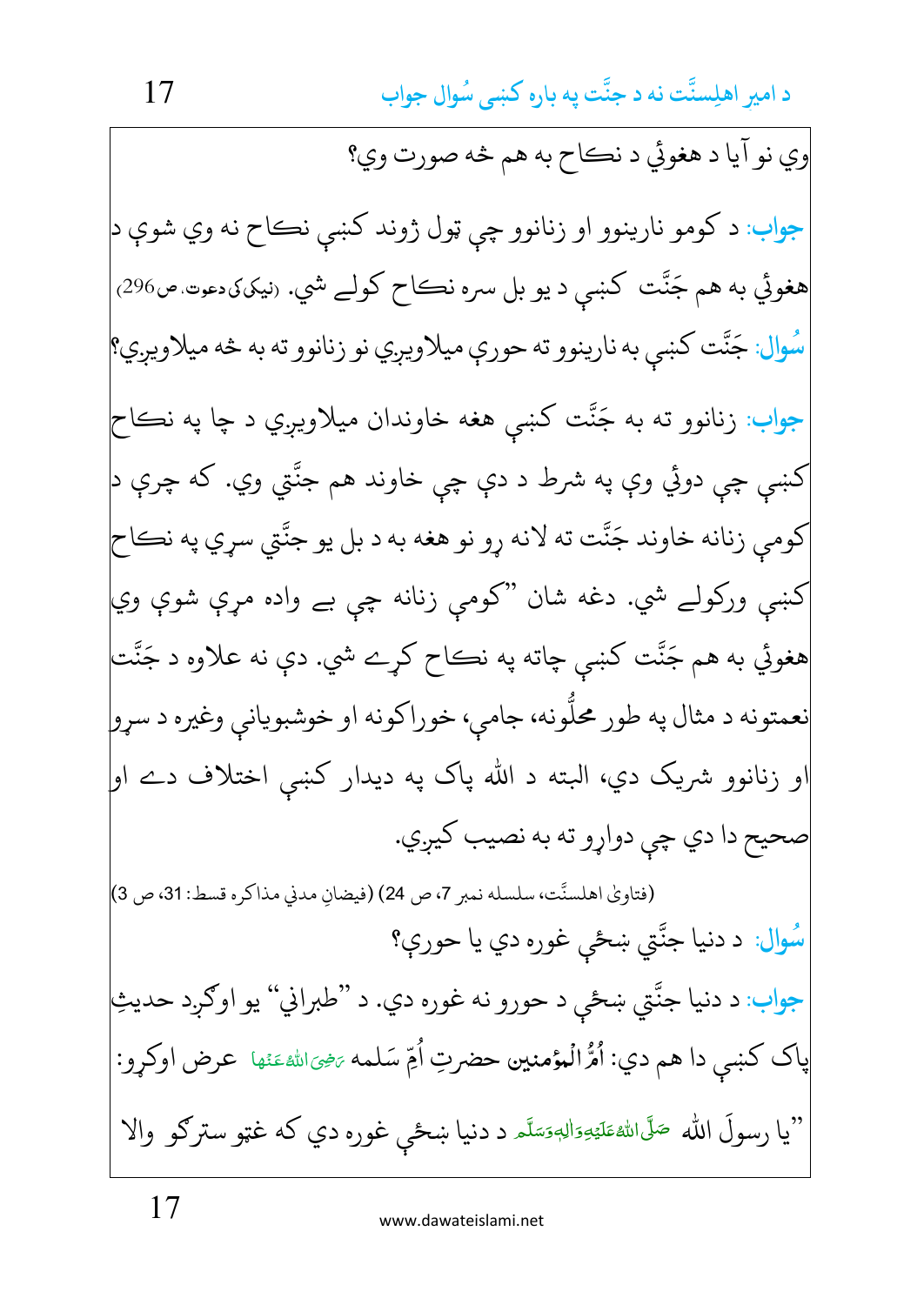وي نو آيا د هغوئي د نڪاح به هم څه صورت وي؟

**جواب:** د کومو نارينوو او زنانوو چې ټول ژوند کښې نڪاح نه وي شوې د هغوئي به هم جَنَّت کښې د يو بل سره نڪاح کولے شي. (نیکی کی دعوت، ص296)

**سُوال:** جَنَّت کښې به نارينوو ته حورې ميلاويږي نو زنانوو ته به څه ميلاويږي؟

**جواب:** زنانوو ته به جَنَّت کښې هغه خاوندان ميلاويږي د چا په نڪاح کښې چې دوئي وې په شرط د دې چې خاوند هم جنَّتي وي. که چرې د کومې زنانه خاوند جَنَّت ته لاړ نه شو نو هغه به د بل يو جنَّتي سړي په نڪاح کښې ورکولے شي. دغه شان ''کومې زنانه چې بے واده مړې شوې وي هغوئي به هم جَنَّت کښې چاته په نڪاح کړے شي. دې نه علاوه د جَنَّت نعمتونه د مثال په طور محلُّونه، جامې، خوراکونه او خوشبويانې وغيره د سړو او زنانوو شريک دي، البته د الله پاک په ديدار کښې اختلاف دے او صحيح دا دي چې دوارو ته به نصيب کيږي.

(فتاویٰ اهلسنَّت، سلسله نمبر 7، ص 24) (فیضانِ مدني مذاکره قسط: 31، ص 3)

**سُوال:** د دنيا جنَّتي ښځې غوره دي يا حورې؟

**جواب:** د دنيا جنَّتي ښځې د حورو نه غوره دي. د ''طبراني'' يو اوګږد حديثِ پاک کښې دا هم دي: اُمُّ الْمؤمنين حضرتِ اُمِّ سَلمه رَضِيَ اللهُ عَنْهَا عرض اوکړو: ''يا رسولَ الله صَلَّى اللهُ عَلَيْهِ وَاٰلِهٖ وَسَلَّم د دنيا ښځې غوره دي که غټو سترګو والا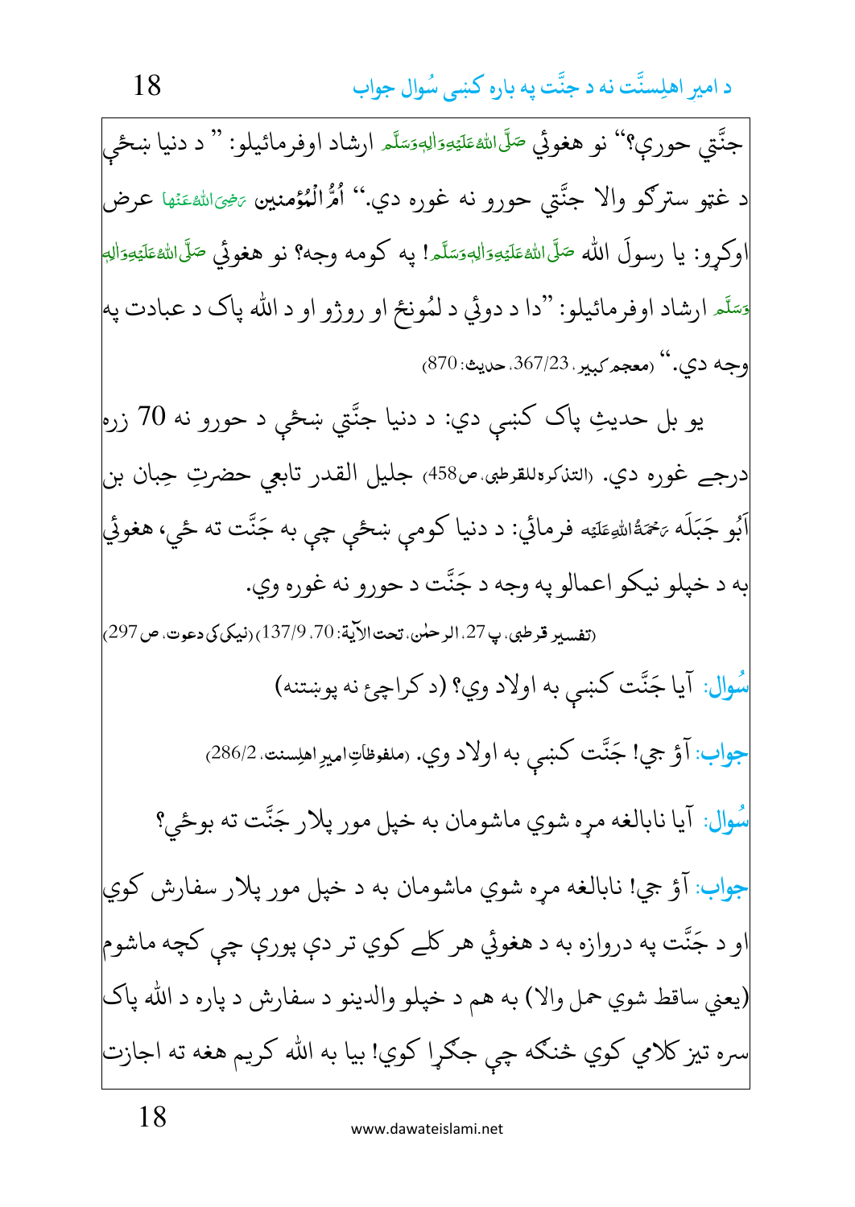جنَّتي حورې؟" نو هغوئي صَلَّى اللهُ عَلَيْهِ وَاٰلِهٖ وَسَلَّم ارشاد اوفرمائيلو: " د دنيا ښځې د غټو سترګو والا جنَّتي حورو نه غوره دي." اُمُّ الْمُؤمنين رَضِيَ اللهُ عَنْهَا عرض اوکړو: يا رسولَ الله صَلَّى اللهُ عَلَيْهِ وَاٰلِهٖ وَسَلَّم! په کومه وجه؟ نو هغوئي صَلَّى اللهُ عَلَيْهِ وَاٰلِهٖ وَسَلَّم ارشاد اوفرمائيلو: "دا د دوئي د لمُونځ او روژو او د الله پاک د عبادت په وجه دي." (معجم کبير، 367/23، حديث: 870)

يو بل حديثِ پاک کښې دي: د دنيا جنَّتي ښځې د حورو نه 70 زره درجې غوره دي. (التذکرة للقرطبی، ص458) جليل القدر تابعي حضرتِ حِبان بن اَبُو جَبَلَه رَحْمَةُ اللهِ عَلَيْه فرمائي: د دنيا کومې ښځې چې به جَنَّت ته ځي، هغوئي به د خپلو نيکو اعمالو په وجه د جَنَّت د حورو نه غوره وي.

(تفسير قرطبی، پ27، الرحمٰن، تحت الآية: 70، 137/9) (نيکی کی دعوت، ص297)

**سُوال:** آيا جَنَّت کښې به اولاد وي؟ (د کراچۍ نه پوښتنه)

**جواب:** آؤ جي! جَنَّت کښې به اولاد وي. (ملفوظاتِ امیرِ اهلِسنت، 286/2)

**سُوال:** آيا نابالغه مړه شوي ماشومان به خپل مور پلار جَنَّت ته بوځي؟

**جواب:** آؤ جي! نابالغه مړه شوي ماشومان به د خپل مور پلار سفارش کوي او د جَنَّت په دروازه به د هغوئي هر کلے کوي تر دې پورې چې کچه ماشوم (يعني ساقط شوي حمل والا) به هم د خپلو والدينو د سفارش د پاره د الله پاک سره تيز کلامي کوي خنګه چې جګړا کوي! بيا به الله کريم هغه ته اجازت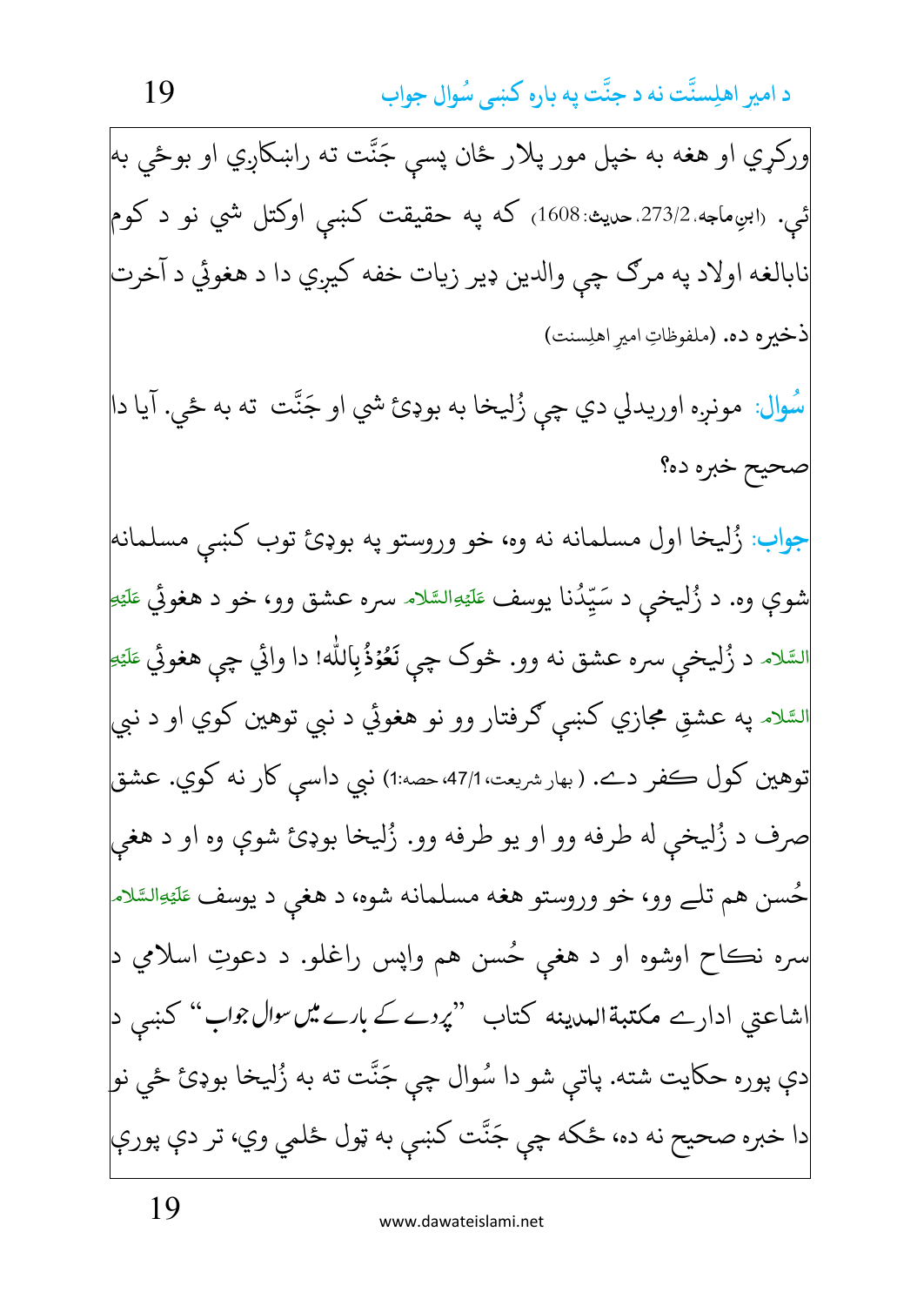ورکړي او هغه به خپل مور پلار ځان پسې جَنَّت ته راښکاږي او بوځي به ئې. (ابنِ ماجه، 273/2، حدیث: 1608) که په حقیقت کښې اوکتل شي نو د کوم نابالغه اولاد په مرګ چې والدین ډیر زیات خفه کیږي دا د هغوئي د آخرت ذخیره ده. (ملفوظاتِ امیرِ اهلِسنت)

**سُوال:** مونږه اوریدلي دي چې زُلیخا به بوډۍ شي او جَنَّت ته به ځي. آیا دا صحیح خبره ده؟

**جواب:** زُلیخا اول مسلمانه نه وه، خو وروستو په بوډۍ توب کښې مسلمانه شوې وه. د زُلیخې د سَیِّدُنا یوسف عَلَیۡہِ السَّلَام سره عشق وو، خو د هغوئي عَلَیۡہِ السَّلَام د زُلیخې سره عشق نه وو. څوک چې نَعُوۡذُ بِاللّٰه! دا وائي چې هغوئي عَلَیۡہِ السَّلَام په عشقِ مجازي کښې ګرفتار وو نو هغوئي د نبي توهین کوي او د نبي توهین کول کفر دے. (بهارِ شریعت، 47/1، حصه:1) نبي داسې کار نه کوي. عشق صرف د زُلیخې له طرفه وو او یو طرفه وو. زُلیخا بوډۍ شوې وه او د هغې حُسن هم تلے وو، خو وروستو هغه مسلمانه شوه، د هغې د یوسف عَلَیۡہِ السَّلَام سره نکاح اوشوه او د هغې حُسن هم واپس راغلو. د دعوتِ اسلامي د اشاعتي ادارے مکتبة المدینه کتاب "پردے کے بارے میں سوال جواب" کښې د دې پوره حکایت شته. پاتې شو دا سُوال چې جَنَّت ته به زُلیخا بوډۍ ځي نو دا خبره صحیح نه ده، ځکه چې جَنَّت کښې به ټول ځلمي وي، تر دې پورې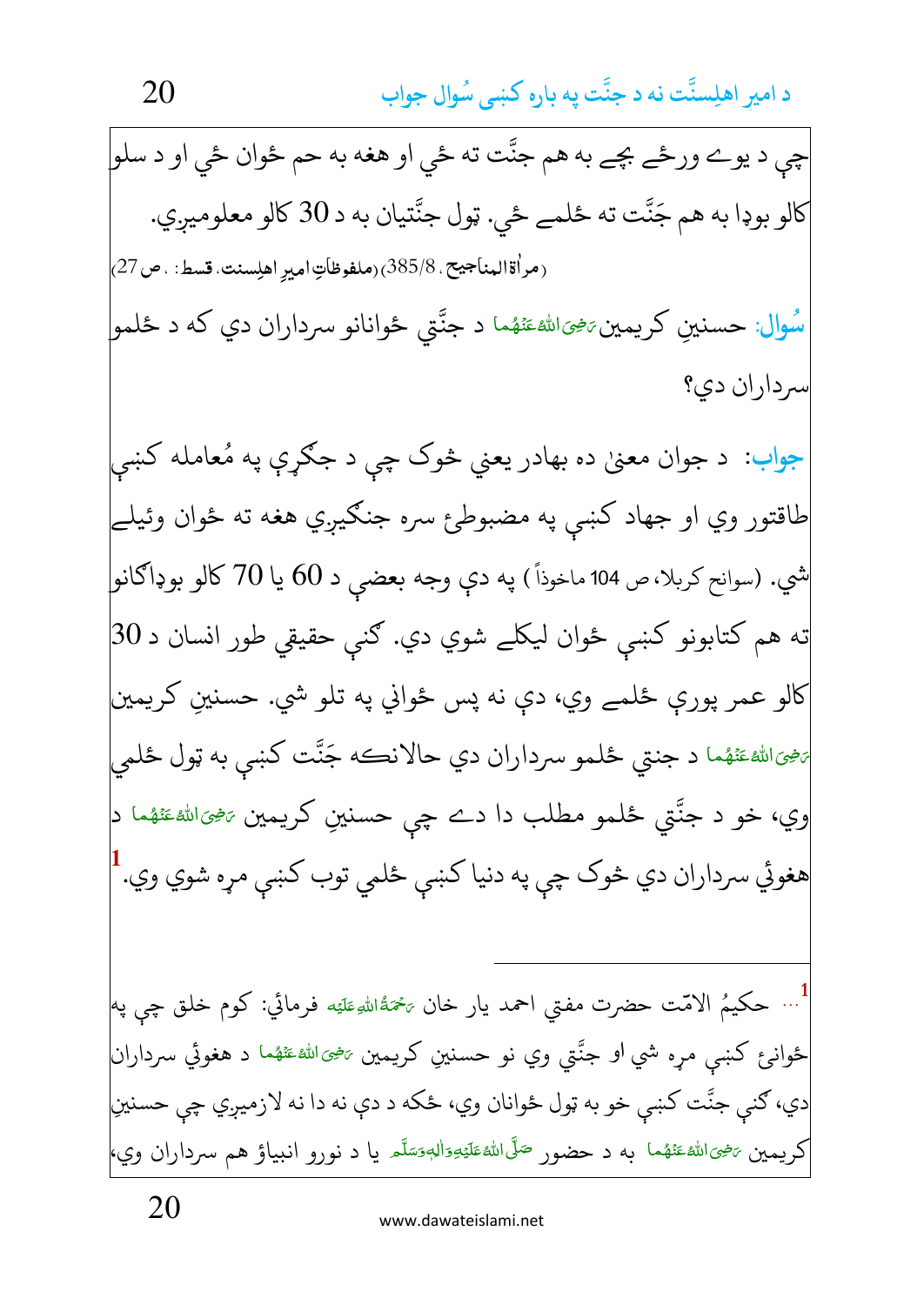چې د یوے ورځے بچے به هم جنَّت ته ځي او هغه به حم ځوان ځي او د سلو کالو بوډا به هم جَنَّت ته ځلمے ځي. ټول جنَّتیان به د 30 کالو معلومېږي.

(مرأۃالمناجیح ، 385/8) (ملفوظاتِ امیرِ اهلِسنت ، قسط : ، ص 27)

**سُوال:** حسنینِ کریمین رَضِیَ اللهُ عَنْهُما د جنَّتي ځوانانو سرداران دي که د ځلمو سرداران دي؟

**جواب:** د جوان معنیٰ ده بهادر یعني ځوک چې د جګړې په مُعامله کښې طاقتور وي او جهاد کښې په مضبوطۍ سره جنګېږي هغه ته ځوان وئیلے شي. (سوانح کربلا، ص 104 ماخوذاً ) په دې وجه بعضې د 60 یا 70 کالو بوډاګانو ته هم کتابونو کښې ځوان لیکلے شوي دي. ګنې حقیقي طور انسان د 30 کالو عمر پورې ځلمے وي، دې نه پس ځواني په تلو شي. حسنینِ کریمین رَضِیَ اللهُ عَنْهُما د جنتي ځلمو سرداران دي حالانکه جَنَّت کښې به ټول ځلمي وي، خو د جنَّتي ځلمو مطلب دا دے چې حسنینِ کریمین رَضِیَ اللهُ عَنْهُما د هغوئي سرداران دي ځوک چې په دنیا کښې ځلمي توب کښې مړه شوي وي.[1]

---

[1] ... حکیمُ الامّت حضرت مفتي احمد یار خان رَحْمَةُ اللهِ عَلَیْه فرمائي: کوم خلق چې په ځوانئ کښې مړه شي او جنَّتي وي نو حسنینِ کریمین رَضِیَ اللهُ عَنْهُما د هغوئي سرداران دي، ګنې جنَّت کښې خو به ټول ځوانان وي، ځکه د دې نه دا نه لازمیږي چې حسنینِ کریمین رَضِیَ اللهُ عَنْهُما به د حضور صَلَّى اللهُ عَلَيْهِ وَاٰلِهٖ وَسَلَّم یا د نورو انبیاؤ هم سرداران وي،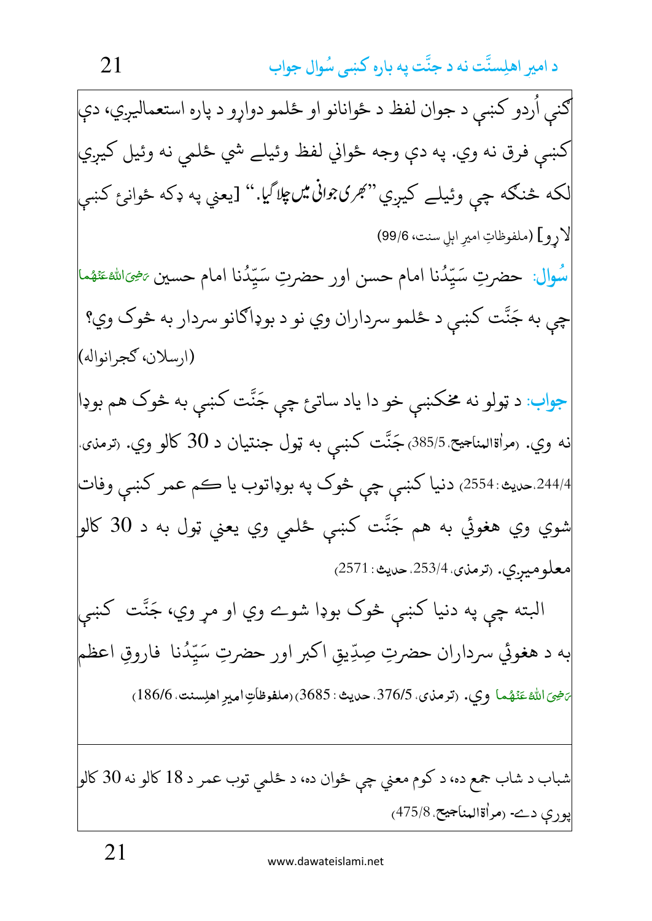کښې اُردو کښې د جوان لفظ د ځوانانو او ځلمو دواړو د پاره استعمالیږي، دې کښې فرق نه وي. په دې وجه ځواني لفظ وئیلے شي ځلمي نه وئیل کیږي لکه څنګه چې وئیلے کیږي ''بھری جوانی میں چلا گیا.'' [یعني په ډکه ځوانئ کښې لاړو] (ملفوظاتِ امیرِ اہلِ سنت، 99/6)

**سُوال:** حضرتِ سَیِّدُنا امام حسن اور حضرتِ سَیِّدُنا امام حسین رَضِیَ اللہُ عَنْہُما چې به جَنَّت کښې د ځلمو سرداران وي نو د بوډاګانو سردار به څوک وي؟ (ارسلان، ګجرانواله)

**جواب:** د ټولو نه مخکښې خو دا یاد ساتئ چې جَنَّت کښې به څوک هم بوډا نه وي. (مرأۃالمناجیح، 385/5) جَنَّت کښې به ټول جنتیان د 30 کالو وي. (ترمذی، 244/4، حدیث: 2554) دنیا کښې چې څوک په بوډاتوب یا ځم عمر کښې وفات شوي وي هغوئي به هم جَنَّت کښې ځلمي وي یعني ټول به د 30 کالو معلومیږي. (ترمذی، 253/4، حدیث: 2571)

البته چې په دنیا کښې څوک بوډا شوے وي او مړ وي، جَنَّت کښې به د هغوئي سرداران حضرتِ صِدِّیقِ اکبر اور حضرتِ سَیِّدُنا فاروقِ اعظم رَضِیَ اللہُ عَنْہُما وي. (ترمذی، 376/5، حدیث: 3685) (ملفوظاتِ امیرِ اهلِسنت، 186/6)

---

شباب د شاب جمع ده، د کوم معني چې ځوان ده، د ځلمي توب عمر د 18 کالو نه 30 کالو پورې دے- (مرأۃالمناجیح، 475/8)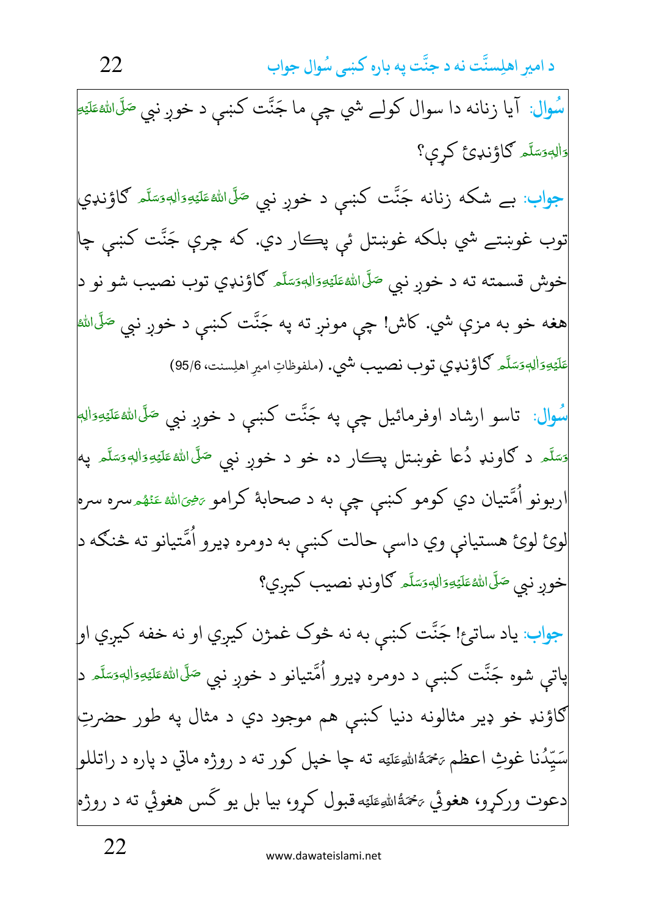**سُوال:** آیا زنانه دا سوال کولے شي چې ما جَنَّت کښې د خوږ نبي صَلَّى اللهُ عَلَيْهِ وَالِهٖ وَسَلَّم ګاؤنډئ کړې؟

**جواب:** بے شکه زنانه جَنَّت کښې د خوږ نبي صَلَّى اللهُ عَلَيْهِ وَالِهٖ وَسَلَّم ګاؤنډي توب غوښتے شي بلکه غوښتل ئې پکار دي. که چرې جَنَّت کښې چا خوش قسمته ته د خوږ نبي صَلَّى اللهُ عَلَيْهِ وَالِهٖ وَسَلَّم ګاؤنډي توب نصيب شو نو د هغه خو به مزې شي. کاش! چې مونږ ته په جَنَّت کښې د خوږ نبي صَلَّى اللهُ عَلَيْهِ وَالِهٖ وَسَلَّم ګاؤنډي توب نصيب شي. (ملفوظاتِ امیرِ اهلِسنت، 6/95)

**سُوال:** تاسو ارشاد اوفرمائيل چې په جَنَّت کښې د خوږ نبي صَلَّى اللهُ عَلَيْهِ وَالِهٖ وَسَلَّم د ګاونډ دُعا غوښتل پکار ده خو د خوږ نبي صَلَّى اللهُ عَلَيْهِ وَالِهٖ وَسَلَّم په اربونو اُمَّتيان دي کومو کښې چې به د صحابهٔ کرامو رَضِيَ اللهُ عَنْهُم سره سره لوئ لوئ هستياني وي داسې حالت کښې به دومره ډيرو اُمَّتيانو ته څنګه د خوږ نبي صَلَّى اللهُ عَلَيْهِ وَالِهٖ وَسَلَّم ګاونډ نصيب کيږي؟

**جواب:** ياد ساتئ! جَنَّت کښې به نه څوک غمژن کيږي او نه خفه کيږي او پاتې شوه جَنَّت کښې د دومره ډيرو اُمَّتيانو د خوږ نبي صَلَّى اللهُ عَلَيْهِ وَالِهٖ وَسَلَّم د ګاؤنډ خو ډير مثالونه دنيا کښې هم موجود دي د مثال په طور حضرتِ سَيِّدُنا غوثِ اعظم رَحْمَةُ اللهِ عَلَيْه ته چا خپل کور ته د روژه ماتې د پاره د راتللو دعوت ورکړو، هغوئ رَحْمَةُ اللهِ عَلَيْه قبول کړو، بيا بل يو کَس هغوئ ته د روژه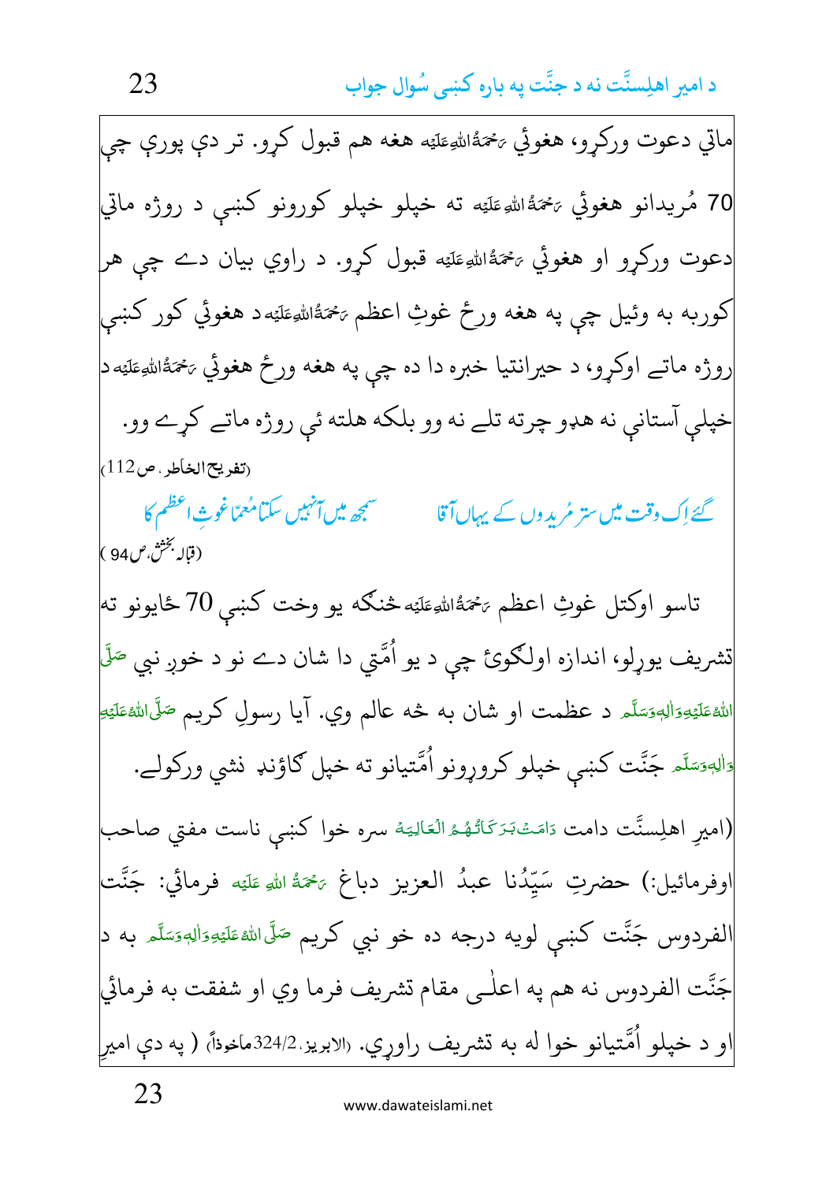ماتي دعوت ورکړو، هغوئي رَحْمَةُاللهِعَلَيْه هغه هم قبول کړو. تر دې پورې چې 70 مُريدانو هغوئي رَحْمَةُاللهِعَلَيْه ته خپلو خپلو کورونو کښې د روژه ماتي دعوت ورکړو او هغوئي رَحْمَةُاللهِعَلَيْه قبول کړو. د راوي بيان دے چې هر کورېه به وئيل چې په هغه ورځ غوثِ اعظم رَحْمَةُاللهِعَلَيْه د هغوئي کور کښې روژه ماتے اوکړو، د حيرانتيا خبره دا ده چې په هغه ورځ هغوئي رَحْمَةُاللهِعَلَيْه د خپلې آستانې نه هډو چرته تلے نه وو بلکه هلته ئي روژه ماتے کړے وو.

(تفريح الخاطر، ص112)

گئے اِک وقت میں ستر مُریدوں کے یہاں آقا &nbsp;&nbsp;&nbsp;&nbsp; سمجھ میں آنہیں سکتا معمّا غوثِ اعظم کا

(قبالۂ بخشش، ص94)

تاسو اوکتل غوثِ اعظم رَحْمَةُاللهِعَلَيْه څنګه يو وخت کښې 70 ځايونو ته تشريف يوړلو، اندازه اولګوئ چې د يو اُمَّتي دا شان دے نو د خوږ نبي صَلَّى اللهُ عَلَيْهِ وَاٰلِهٖ وَسَلَّم د عظمت او شان به څه عالم وي. آيا رسولِ کريم صَلَّى اللهُ عَلَيْهِ وَاٰلِهٖ وَسَلَّم جَنَّت کښې خپلو کروړونو اُمَّتيانو ته خپل ګاؤنډ نشي ورکولے.

(اميرِ اهلِسنَّت دامت دَامَتْ بَرَكَاتُهُمُ الْعَالِيَه سره خوا کښې ناست مفتي صاحب اوفرمائيل:) حضرتِ سَيِّدُنا عبدُ العزيز دباغ رَحْمَةُ اللهِ عَلَيْه فرمائي: جَنَّت الفردوس جَنَّت کښې لويه درجه ده خو نبي کريم صَلَّى اللهُ عَلَيْهِ وَاٰلِهٖ وَسَلَّم به د جَنَّت الفردوس نه هم په اعلٰى مقام تشريف فرما وي او شفقت به فرمائي او د خپلو اُمَّتيانو خوا له به تشريف راوړي. (الابريز، 324/2ماخوذاً) ( په دې اميرِ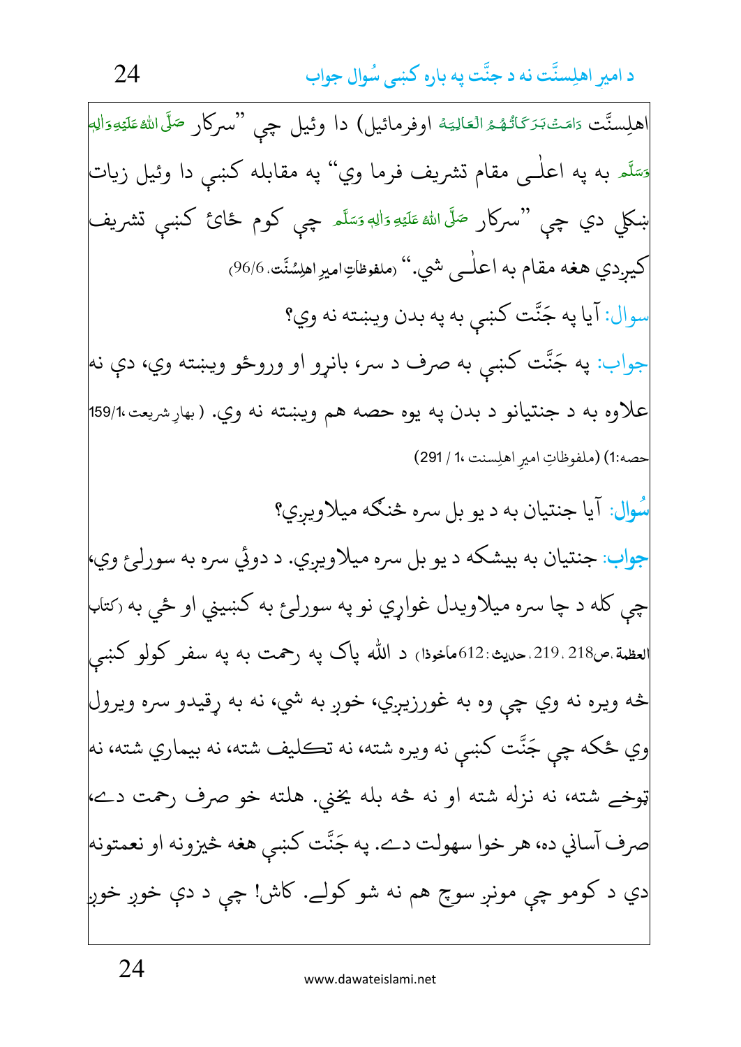اهلِسنَّت دَامَتْ بَرَکَاتُهُمُ الْعَالِيَهْ اوفرمائيل) دا وئيل چې ”سرکار صَلَّی اللّٰهُ عَلَيْهِ وَاٰلِهٖ وَسَلَّم به په اعلٰی مقام تشريف فرما وي“ په مقابله کښې دا وئيل زيات ښکلي دي چې ”سرکار صَلَّی اللّٰهُ عَلَيْهِ وَاٰلِهٖ وَسَلَّم چې کوم ځائ کښې تشريف کيږدي هغه مقام به اعلٰی شي.“ (ملفوظاتِ اميرِ اهلِسُنَّت، 96/6)

**سوال:** آيا په جَنَّت کښې به په بدن ويښته نه وي؟

**جواب:** په جَنَّت کښې به صرف د سر، بانړو او وروځو ويښته وي، دې نه علاوه به د جنتيانو د بدن په يوه حصه هم ويښته نه وي. (بهارِ شريعت، 159/1، حصه:1) (ملفوظاتِ اميرِ اهلِسنت، 1 / 291)

**سُوال:** آيا جنتيان به د يو بل سره ځنګه ميلاويږي؟

**جواب:** جنتيان به بيشکه د يو بل سره ميلاويږي. د دوئي سره به سورلئ وي، چې کله د چا سره ميلاويدل غواړي نو په سورلئ به کښيني او ځي به (کتاب العظمة، ص218، 219، حديث:612ماخوذا) د الله پاک په رحمت به په سفر کولو کښې څه ويره نه وي چې وه به غورزيږي، خوږ به شي، نه به ړقيدو سره ويرول وي ځکه چې جَنَّت کښې نه ويره شته، نه تکليف شته، نه بيماري شته، نه تبوخے شته، نه نزله شته او نه څه بله يخني. هلته خو صرف رحمت دے، صرف آساني ده، هر خوا سهولت دے. په جَنَّت کښې هغه څيزونه او نعمتونه دي د کومو چې مونږ سوچ هم نه شو کولے. کاش! چې د دې خوږ خوږ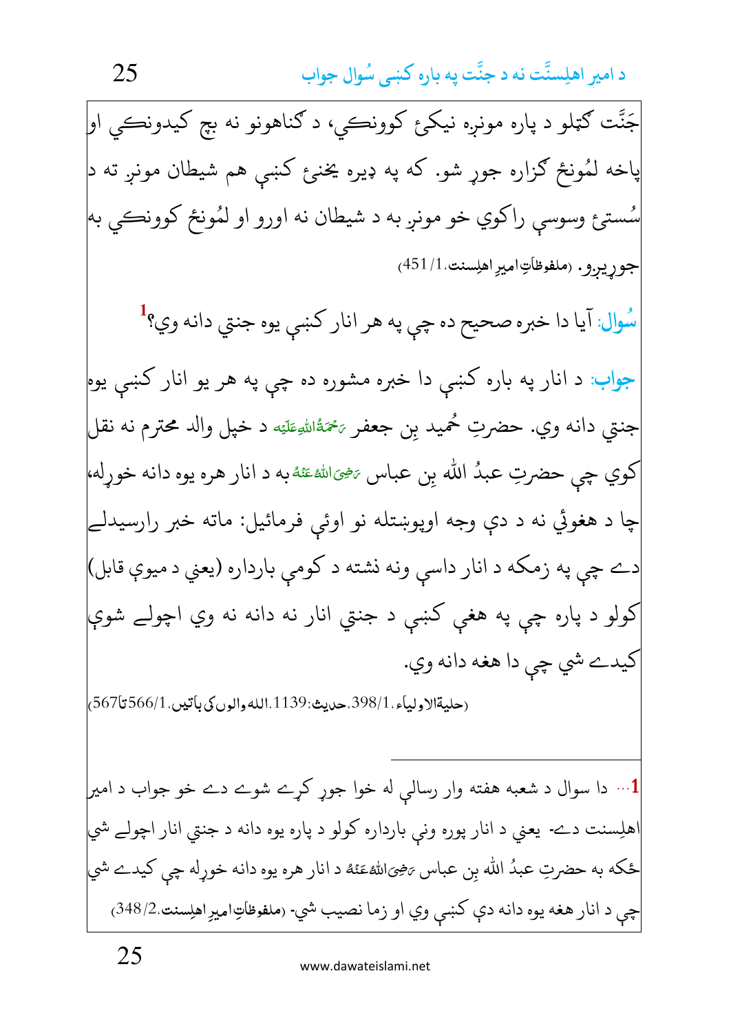جَنَّت ګټلو د پاره مونږ نيکۍ کوونکي، د ګناهونو نه بچ کيدونکي او پاخه لمُونځ ګزاره جوړ شو. که په ډيره يځنۍ کښې هم شيطان مونږ ته د سُستۍ وسوسې راکوي خو مونږ به د شيطان نه اورو او لمُونځ کوونکي به جوړيږو. (ملفوظاتِ امیرِ اہلسنت،1/451)

**سُوال:** آيا دا خبره صحيح ده چې په هر انار کښې يوه جنتي دانه وي؟[1]

**جواب:** د انار په باره کښې دا خبره مشوره ده چې په هر يو انار کښې يوه جنتي دانه وي. حضرتِ حُميد بِن جعفر رَحمَۃُاللہِ عَلَیْہ د خپل والد محترم نه نقل کوي چې حضرتِ عبدُ الله بِن عباس رَضِیَ اللہُ عَنْہُ به د انار هره يوه دانه خوړله، چا د هغوئي نه د دې وجه اوپوښتله نو اوئې فرمائيل: ماته خبر رارسيدلے دے چې په زمکه د انار داسې ونه نشته د کومې بارداره (يعني د ميوې قابل) کولو د پاره چې په هغې کښې د جنتي انار نه دانه نه وي اچولے شوې کيدے شي چې دا هغه دانه وي.

(حلیۃالاولیاء،1/398،حدیث:1139،اللہ والوں کی باتیں،1/566تا567)

---

[1]... دا سوال د شعبه هفته وار رسالې له خوا جوړ کړے شوے دے خو جواب د امير اهلِسنت دے- يعني د انار پوره ونې بارداره کولو د پاره يوه دانه د جنتي انار اچولے شي ځکه به حضرتِ عبدُ الله بِن عباس رَضِیَ اللہُ عَنْہُ د انار هره يوه دانه خوړله چې کيدے شي چې د انار هغه يوه دانه دې کښې وي او زما نصيب شي- (ملفوظاتِ امیرِ اہلسنت،2/348)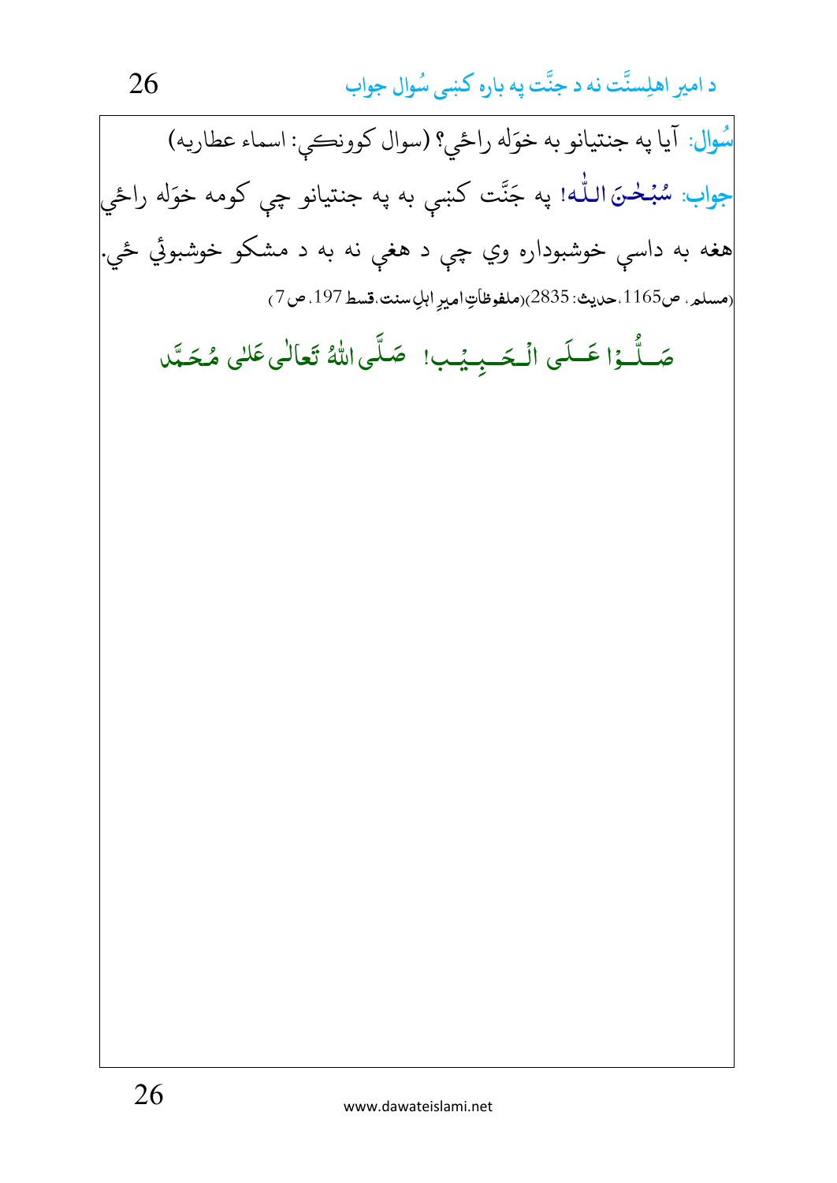**سُوال:** آيا په جنتيانو به خوَله راځي؟ (سوال کوونکې: اسماء عطاريه)

**جواب:** سُبْحٰنَ اللّٰه! په جَنَّت کښې به په جنتيانو چې کومه خوَله راځي هغه به داسې خوشبوداره وي چې د هغې نه به د مشکو خوشبوئي ځي.

(مسلم، ص1165،حدیث: 2835)(ملفوظاتِ امیرِ اہلِ سنت،قسط 197، ص 7)

صَلُّوْا عَلَى الْحَبِيْب! صَلَّى اللهُ تَعَالٰى عَلٰى مُحَمَّد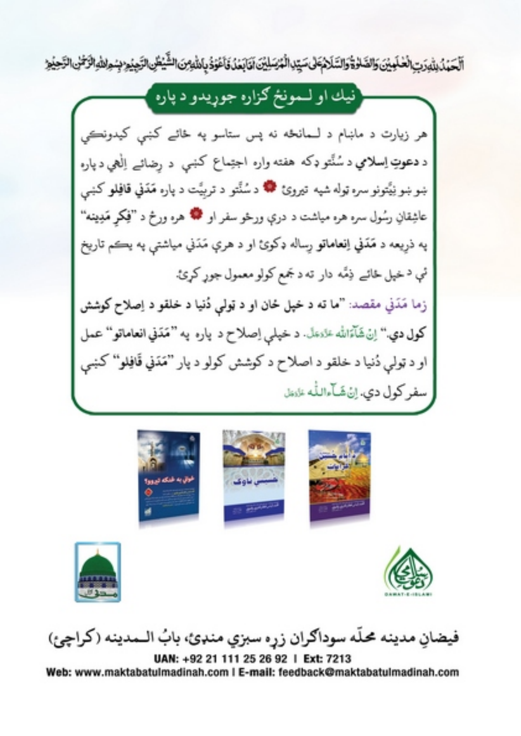اَلْحَمْدُ لِلّٰہِ رَبِّ الْعٰلَمِیْنَ وَالصَّلٰوۃُ وَالسَّلَامُ عَلٰی سَیِّدِ الْمُرْسَلِیْنَ اَمَّا بَعْدُ فَاَعُوْذُ بِاللّٰہِ مِنَ الشَّیْطٰنِ الرَّجِیْمِ بِسْمِ اللّٰہِ الرَّحْمٰنِ الرَّحِیْمِ

## نیک او لمونځ گزاره جوړیدو د پاره

هر زیارت د ماښام د لمانځه نه پس ستاسو په ځائے کښې کیدونکې د **دعوتِ اِسلامي** د سُنَّتو ډکه هفته واره اجتماع کښې د رضائے اِلٰهي د پاره ښو ښو نيتونو سره ټوله شپه تېروئ ❁ د سُنَّتو د تربيَّت د پاره **مَدَني قافِلو** کښې عاشِقانِ رسُول سره هره مياشت د درې ورځو سفر او ❁ هره ورځ د **"فِكرِ مَدِينه"** په ذريعه د **مَدَني اِنعاماتو** رساله ډکوئ او د هرې مَدَني مياشتې په يکم تاريخ ئې د خپل ځائے ذِمَّه دار ته د جمع کولو معمول جوړ کړئ.

زما مَدَني مقصد: **"ما ته د خپل ځان او د ټولې دُنيا د خلقو د اِصلاح کوشش کول دي."** اِنْ شَآءَ اللّٰه عَزَّوَجَلَّ. د خپلې اِصلاح د پاره په "مَدَني انعاماتو" عمل او د ټولې دُنيا د خلقو د اصلاح د کوشش کولو د پار "مَدَني قَافِلو" کښې سفر کول دي. اِنْ شَآءَ اللّٰه عَزَّوَجَلَّ

فيضانِ مدينه محلّه سوداګران زړه سبزي منډئ، بابُ المدينه (کراچۍ)

UAN: +92 21 111 25 26 92 | Ext: 7213

Web: www.maktabatulmadinah.com | E-mail: feedback@maktabatulmadinah.com